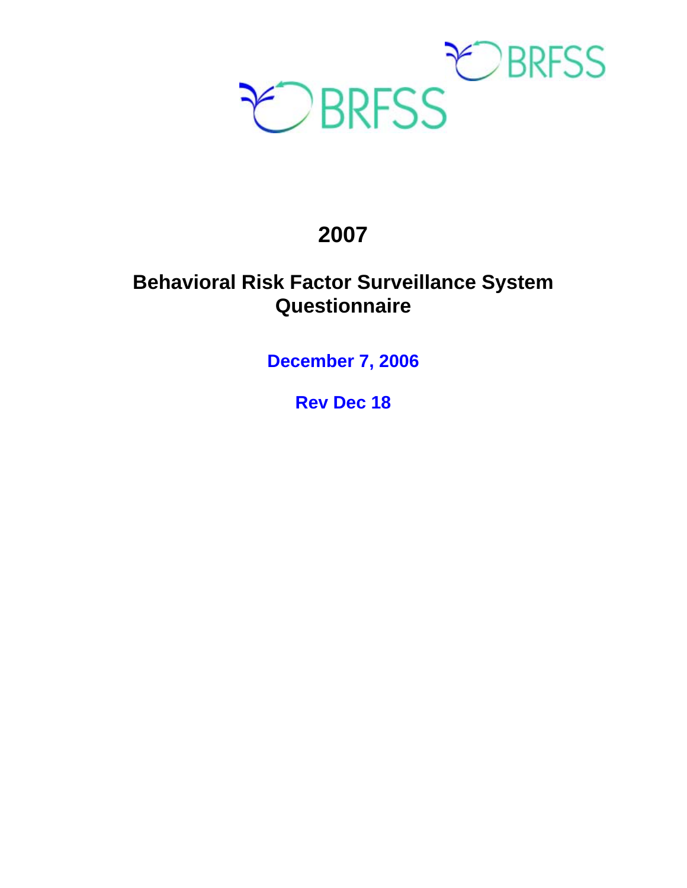BRFSS BRFSS

# 2007

## Behavioral Risk Factor Surveillance System Questionnaire

**December 7, 2006**

**Rev Dec 18**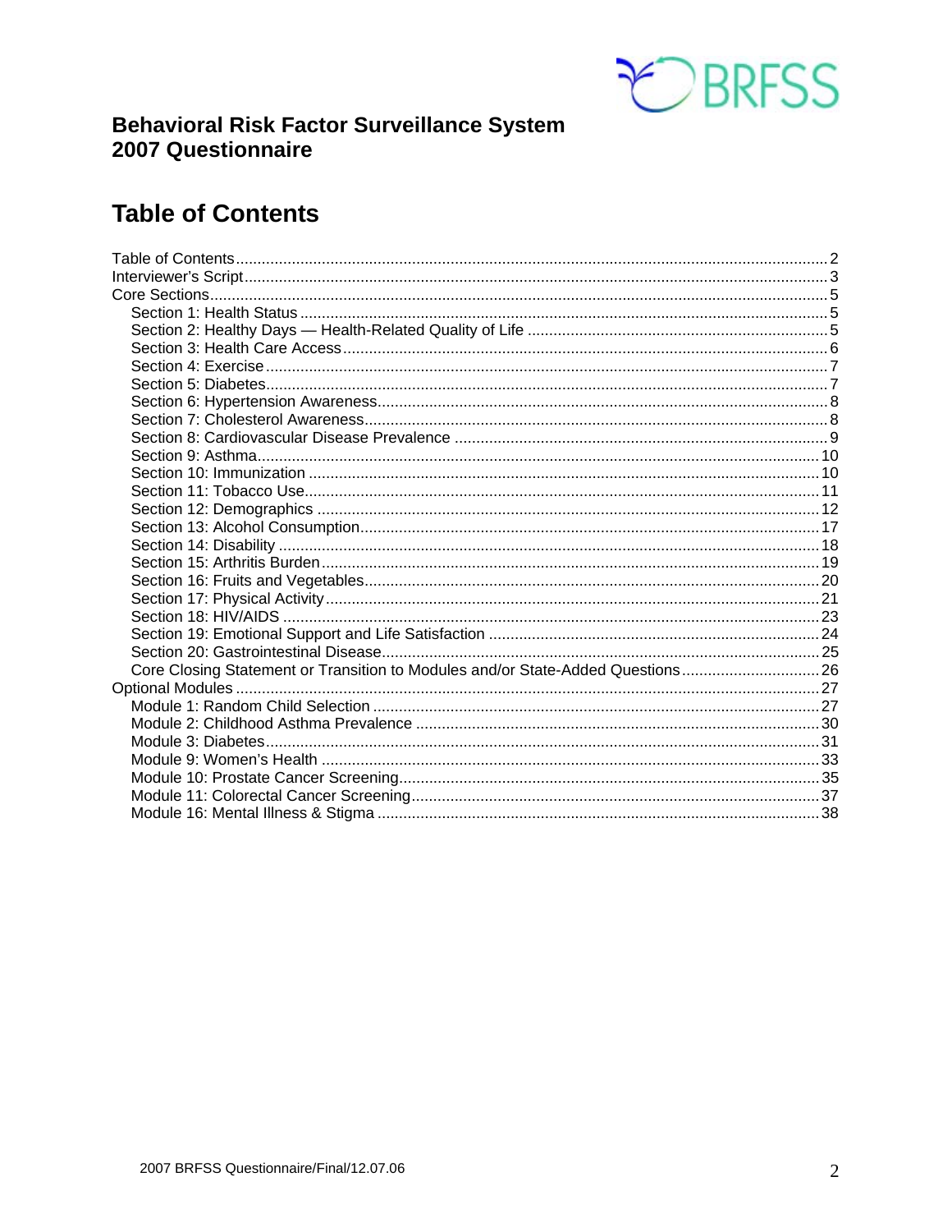**Behavioral Risk Factor Surveillance System**
**2007 Questionnaire**

# Table of Contents

Table of Contents........................................................................................................2
Interviewer's Script......................................................................................................3
Core Sections..............................................................................................................5
- Section 1: Health Status ..........................................................................................5
- Section 2: Healthy Days — Health-Related Quality of Life .....................................5
- Section 3: Health Care Access................................................................................6
- Section 4: Exercise .................................................................................................7
- Section 5: Diabetes..................................................................................................7
- Section 6: Hypertension Awareness........................................................................8
- Section 7: Cholesterol Awareness...........................................................................8
- Section 8: Cardiovascular Disease Prevalence ......................................................9
- Section 9: Asthma..................................................................................................10
- Section 10: Immunization ......................................................................................10
- Section 11: Tobacco Use.......................................................................................11
- Section 12: Demographics ....................................................................................12
- Section 13: Alcohol Consumption..........................................................................17
- Section 14: Disability .............................................................................................18
- Section 15: Arthritis Burden...................................................................................19
- Section 16: Fruits and Vegetables.........................................................................20
- Section 17: Physical Activity..................................................................................21
- Section 18: HIV/AIDS ............................................................................................23
- Section 19: Emotional Support and Life Satisfaction ............................................24
- Section 20: Gastrointestinal Disease.....................................................................25
- Core Closing Statement or Transition to Modules and/or State-Added Questions................................26

Optional Modules .......................................................................................................27
- Module 1: Random Child Selection .......................................................................27
- Module 2: Childhood Asthma Prevalence .............................................................30
- Module 3: Diabetes................................................................................................31
- Module 9: Women's Health ...................................................................................33
- Module 10: Prostate Cancer Screening.................................................................35
- Module 11: Colorectal Cancer Screening..............................................................37
- Module 16: Mental Illness & Stigma ......................................................................38

2007 BRFSS Questionnaire/Final/12.07.06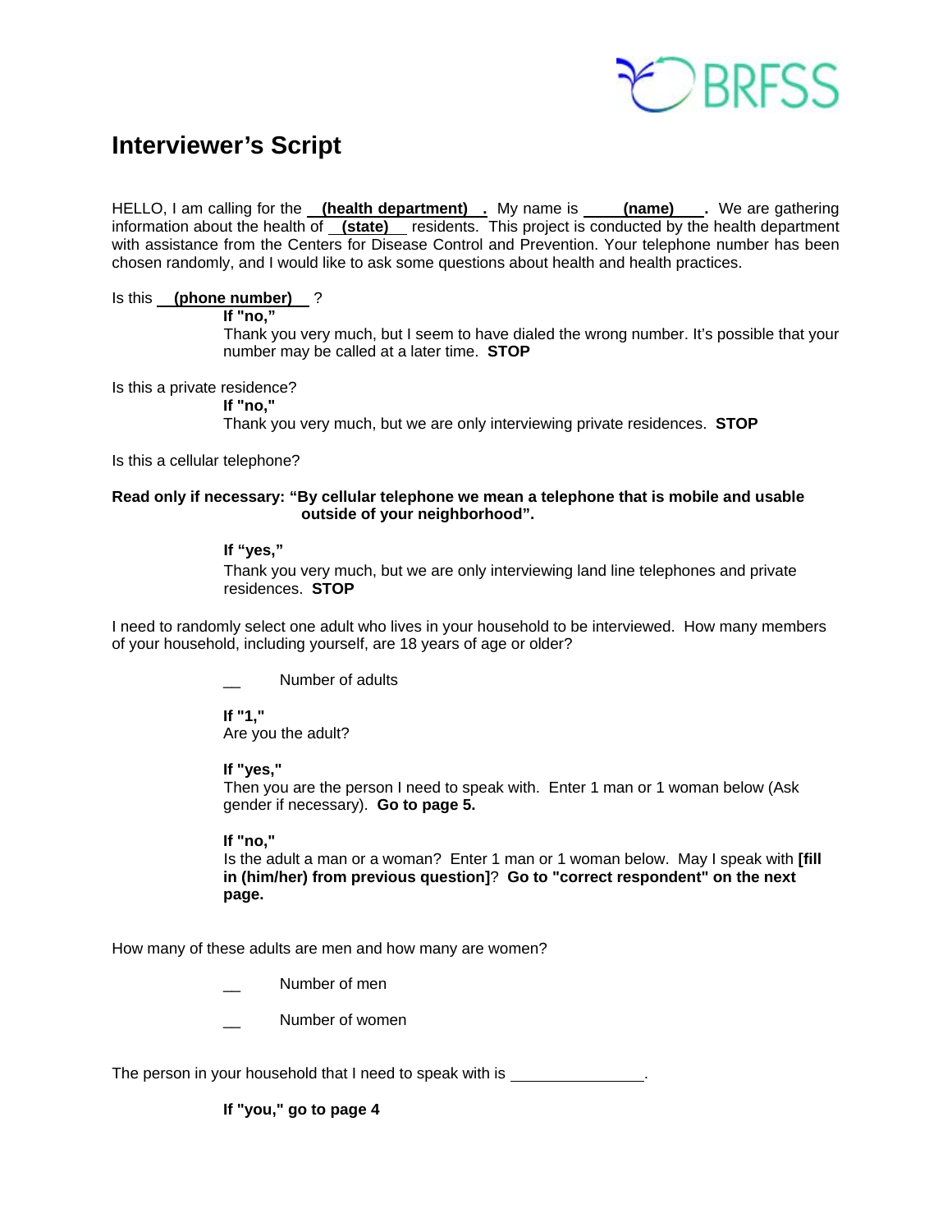# Interviewer's Script

HELLO, I am calling for the **(health department)** . My name is **(name)** . We are gathering information about the health of **(state)** residents. This project is conducted by the health department with assistance from the Centers for Disease Control and Prevention. Your telephone number has been chosen randomly, and I would like to ask some questions about health and health practices.

Is this **(phone number)** ?

**If "no,"**
Thank you very much, but I seem to have dialed the wrong number. It's possible that your number may be called at a later time. **STOP**

Is this a private residence?

**If "no,"**
Thank you very much, but we are only interviewing private residences. **STOP**

Is this a cellular telephone?

**Read only if necessary: "By cellular telephone we mean a telephone that is mobile and usable outside of your neighborhood".**

**If "yes,"**
Thank you very much, but we are only interviewing land line telephones and private residences. **STOP**

I need to randomly select one adult who lives in your household to be interviewed. How many members of your household, including yourself, are 18 years of age or older?

__ Number of adults

**If "1,"**
Are you the adult?

**If "yes,"**
Then you are the person I need to speak with. Enter 1 man or 1 woman below (Ask gender if necessary). **Go to page 5.**

**If "no,"**
Is the adult a man or a woman? Enter 1 man or 1 woman below. May I speak with **[fill in (him/her) from previous question]**? **Go to "correct respondent" on the next page.**

How many of these adults are men and how many are women?

__ Number of men

__ Number of women

The person in your household that I need to speak with is _______________.

**If "you," go to page 4**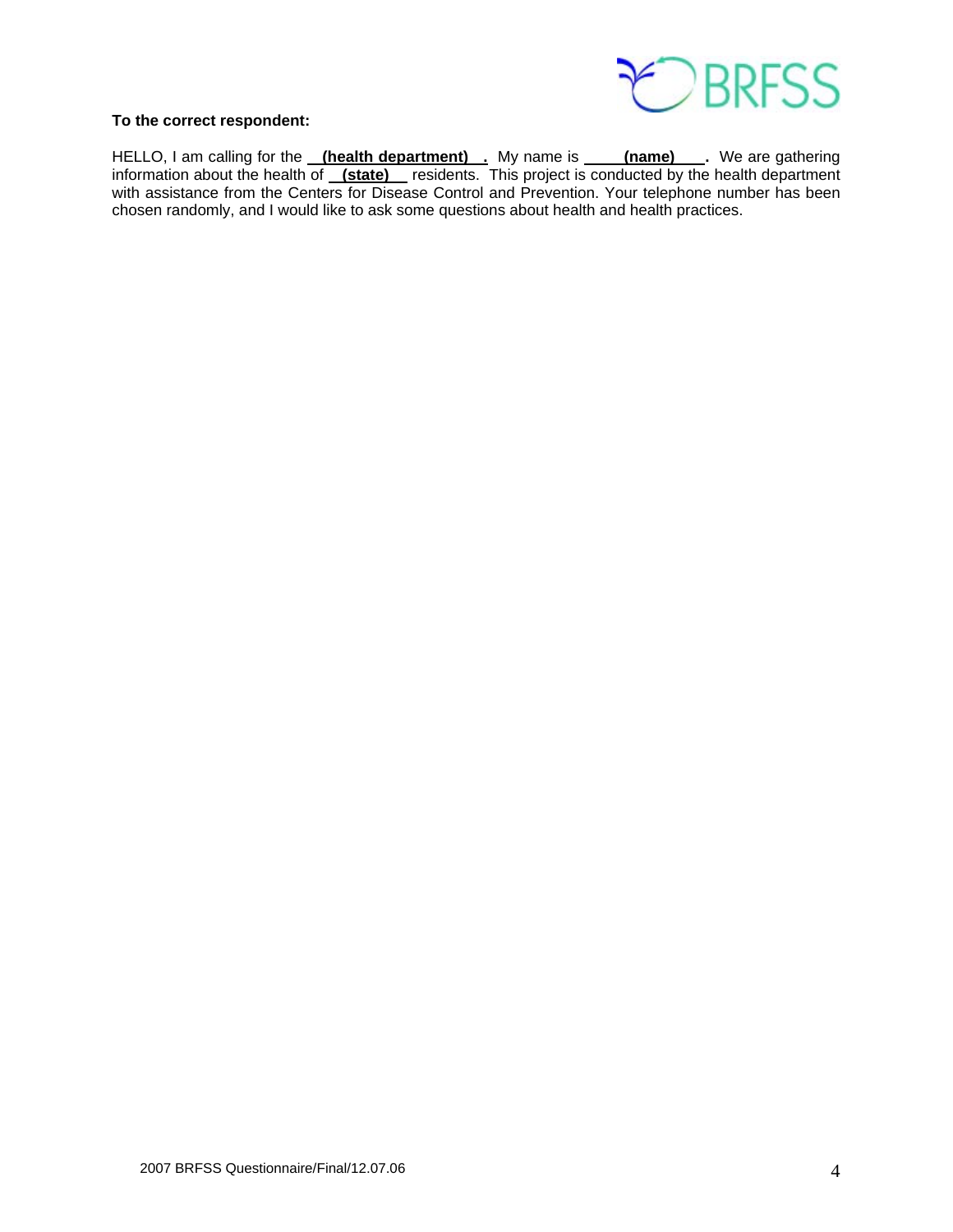**To the correct respondent:**

HELLO, I am calling for the **(health department)**. My name is **(name)**. We are gathering information about the health of **(state)** residents. This project is conducted by the health department with assistance from the Centers for Disease Control and Prevention. Your telephone number has been chosen randomly, and I would like to ask some questions about health and health practices.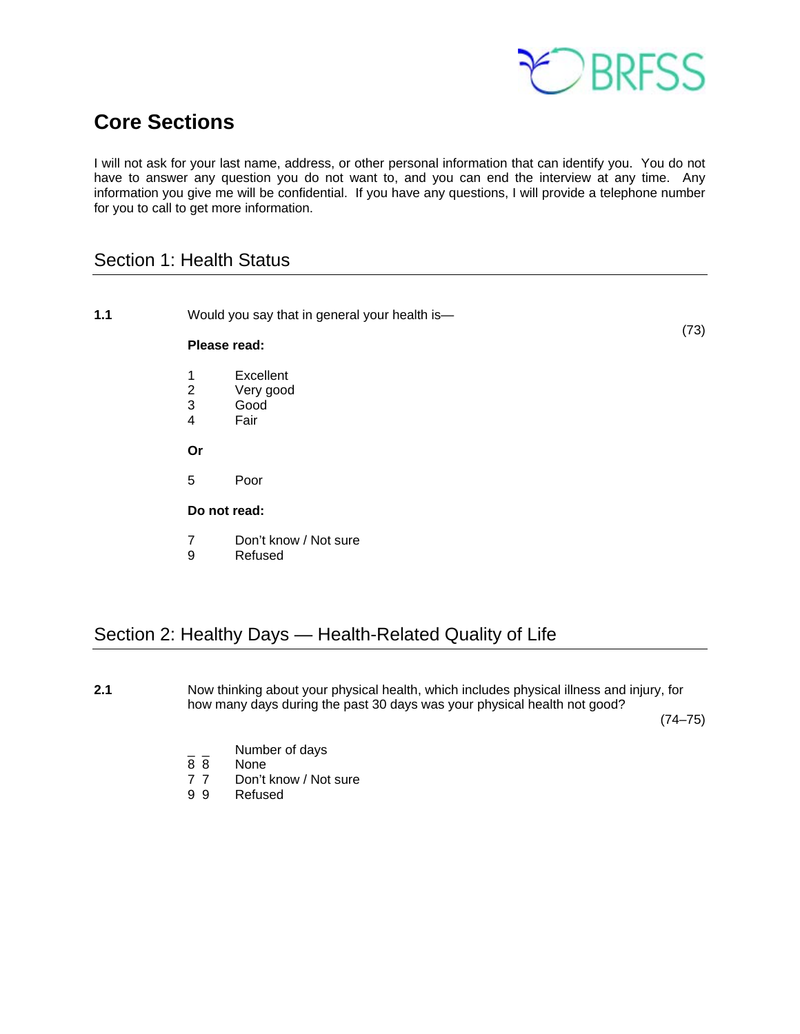# Core Sections

I will not ask for your last name, address, or other personal information that can identify you. You do not have to answer any question you do not want to, and you can end the interview at any time. Any information you give me will be confidential. If you have any questions, I will provide a telephone number for you to call to get more information.

## Section 1: Health Status

**1.1** Would you say that in general your health is— (73)

**Please read:**

1 Excellent
2 Very good
3 Good
4 Fair

**Or**

5 Poor

**Do not read:**

7 Don't know / Not sure
9 Refused

## Section 2: Healthy Days — Health-Related Quality of Life

**2.1** Now thinking about your physical health, which includes physical illness and injury, for how many days during the past 30 days was your physical health not good? (74–75)

_ _ Number of days
8 8 None
7 7 Don't know / Not sure
9 9 Refused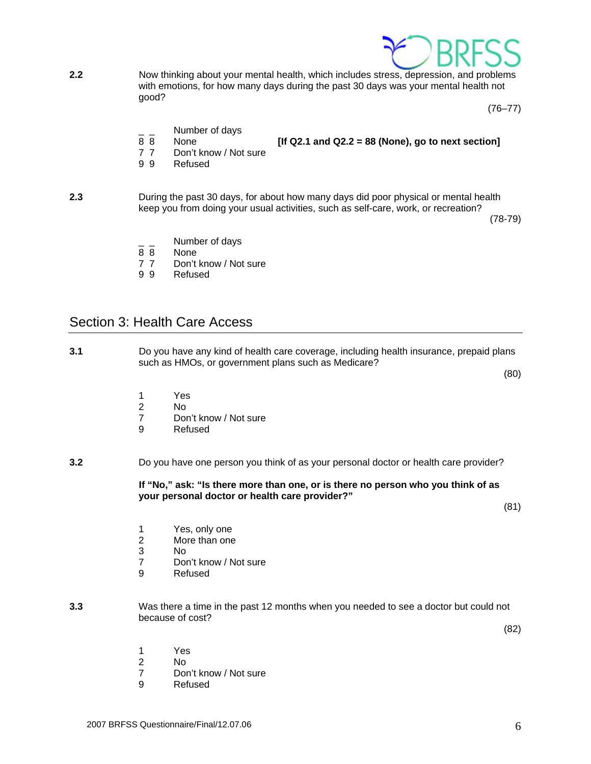**2.2** Now thinking about your mental health, which includes stress, depression, and problems with emotions, for how many days during the past 30 days was your mental health not good?

(76–77)

_ _ Number of days
8 8 None **[If Q2.1 and Q2.2 = 88 (None), go to next section]**
7 7 Don't know / Not sure
9 9 Refused

**2.3** During the past 30 days, for about how many days did poor physical or mental health keep you from doing your usual activities, such as self-care, work, or recreation?

(78-79)

_ _ Number of days
8 8 None
7 7 Don't know / Not sure
9 9 Refused

## Section 3: Health Care Access

**3.1** Do you have any kind of health care coverage, including health insurance, prepaid plans such as HMOs, or government plans such as Medicare?

(80)

1 Yes
2 No
7 Don't know / Not sure
9 Refused

**3.2** Do you have one person you think of as your personal doctor or health care provider?

**If "No," ask: "Is there more than one, or is there no person who you think of as your personal doctor or health care provider?"**

(81)

1 Yes, only one
2 More than one
3 No
7 Don't know / Not sure
9 Refused

**3.3** Was there a time in the past 12 months when you needed to see a doctor but could not because of cost?

(82)

1 Yes
2 No
7 Don't know / Not sure
9 Refused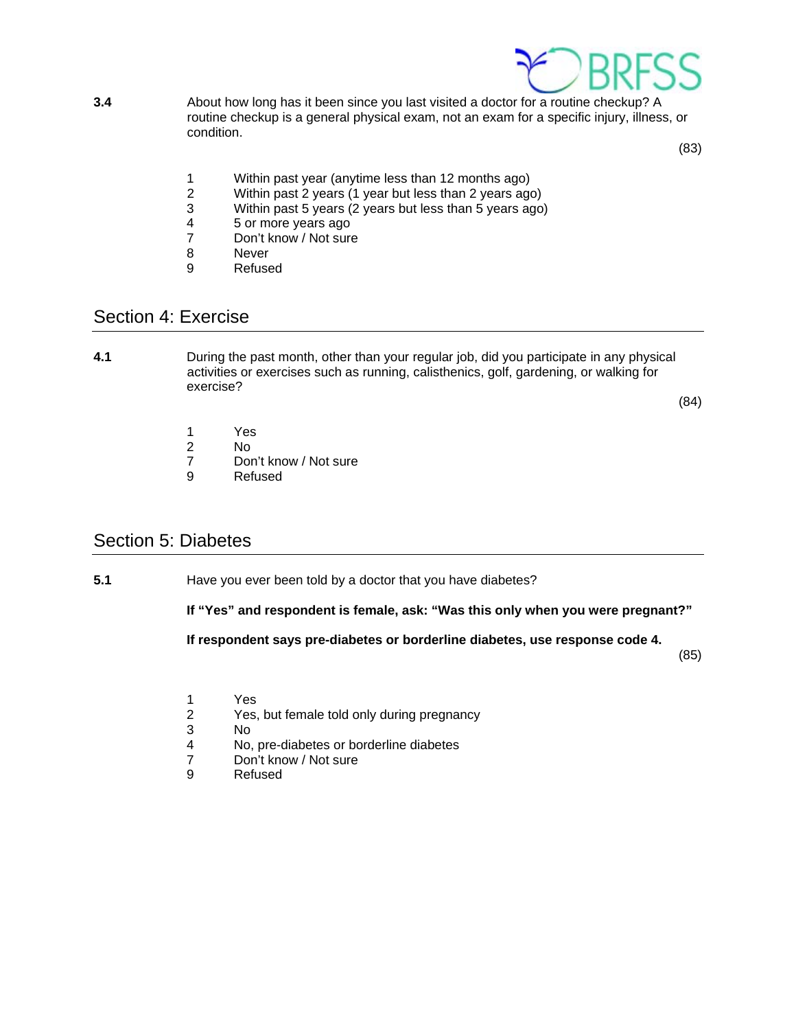**3.4** About how long has it been since you last visited a doctor for a routine checkup? A routine checkup is a general physical exam, not an exam for a specific injury, illness, or condition.

(83)

1 Within past year (anytime less than 12 months ago)
2 Within past 2 years (1 year but less than 2 years ago)
3 Within past 5 years (2 years but less than 5 years ago)
4 5 or more years ago
7 Don't know / Not sure
8 Never
9 Refused

## Section 4: Exercise

**4.1** During the past month, other than your regular job, did you participate in any physical activities or exercises such as running, calisthenics, golf, gardening, or walking for exercise?

(84)

1 Yes
2 No
7 Don't know / Not sure
9 Refused

## Section 5: Diabetes

**5.1** Have you ever been told by a doctor that you have diabetes?

**If "Yes" and respondent is female, ask: "Was this only when you were pregnant?"**

**If respondent says pre-diabetes or borderline diabetes, use response code 4.**

(85)

1 Yes
2 Yes, but female told only during pregnancy
3 No
4 No, pre-diabetes or borderline diabetes
7 Don't know / Not sure
9 Refused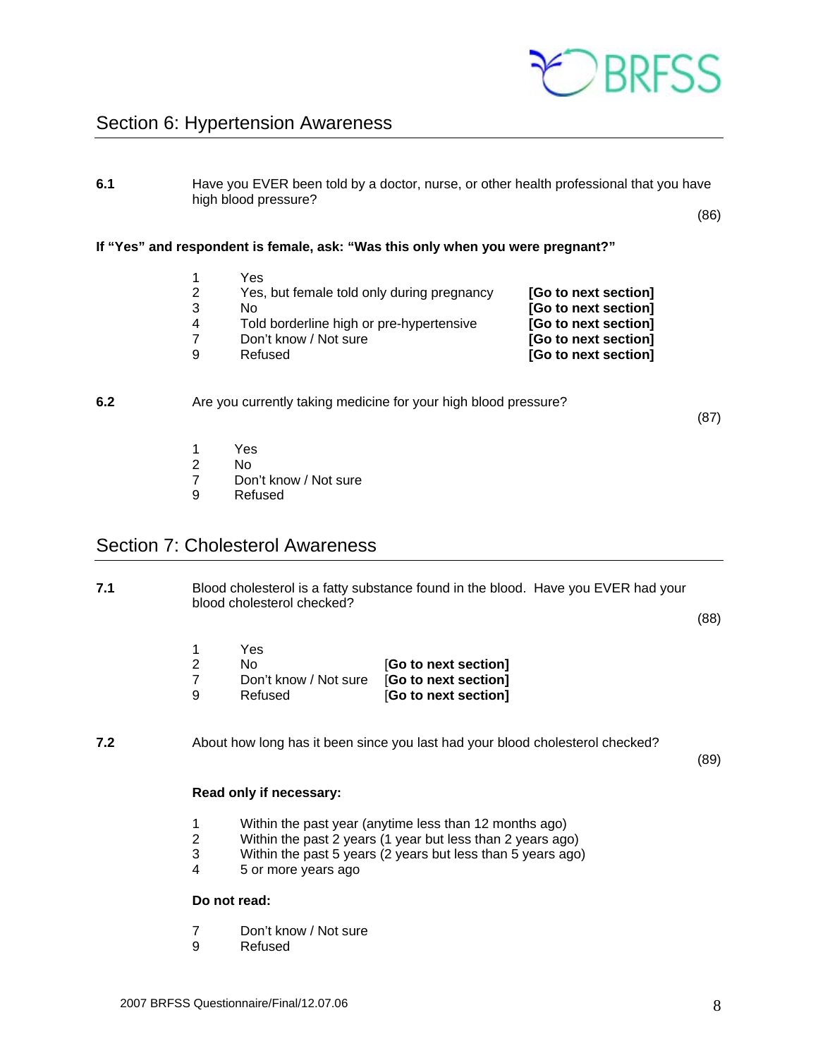## Section 6: Hypertension Awareness

**6.1** Have you EVER been told by a doctor, nurse, or other health professional that you have high blood pressure?

(86)

**If "Yes" and respondent is female, ask: "Was this only when you were pregnant?"**

| | | |
|---|---|---|
| 1 | Yes | |
| 2 | Yes, but female told only during pregnancy | **[Go to next section]** |
| 3 | No | **[Go to next section]** |
| 4 | Told borderline high or pre-hypertensive | **[Go to next section]** |
| 7 | Don't know / Not sure | **[Go to next section]** |
| 9 | Refused | **[Go to next section]** |

**6.2** Are you currently taking medicine for your high blood pressure?

(87)

1 Yes
2 No
7 Don't know / Not sure
9 Refused

## Section 7: Cholesterol Awareness

**7.1** Blood cholesterol is a fatty substance found in the blood. Have you EVER had your blood cholesterol checked?

(88)

| | | |
|---|---|---|
| 1 | Yes | |
| 2 | No | **[Go to next section]** |
| 7 | Don't know / Not sure | **[Go to next section]** |
| 9 | Refused | **[Go to next section]** |

**7.2** About how long has it been since you last had your blood cholesterol checked?

(89)

**Read only if necessary:**

1 Within the past year (anytime less than 12 months ago)
2 Within the past 2 years (1 year but less than 2 years ago)
3 Within the past 5 years (2 years but less than 5 years ago)
4 5 or more years ago

**Do not read:**

7 Don't know / Not sure
9 Refused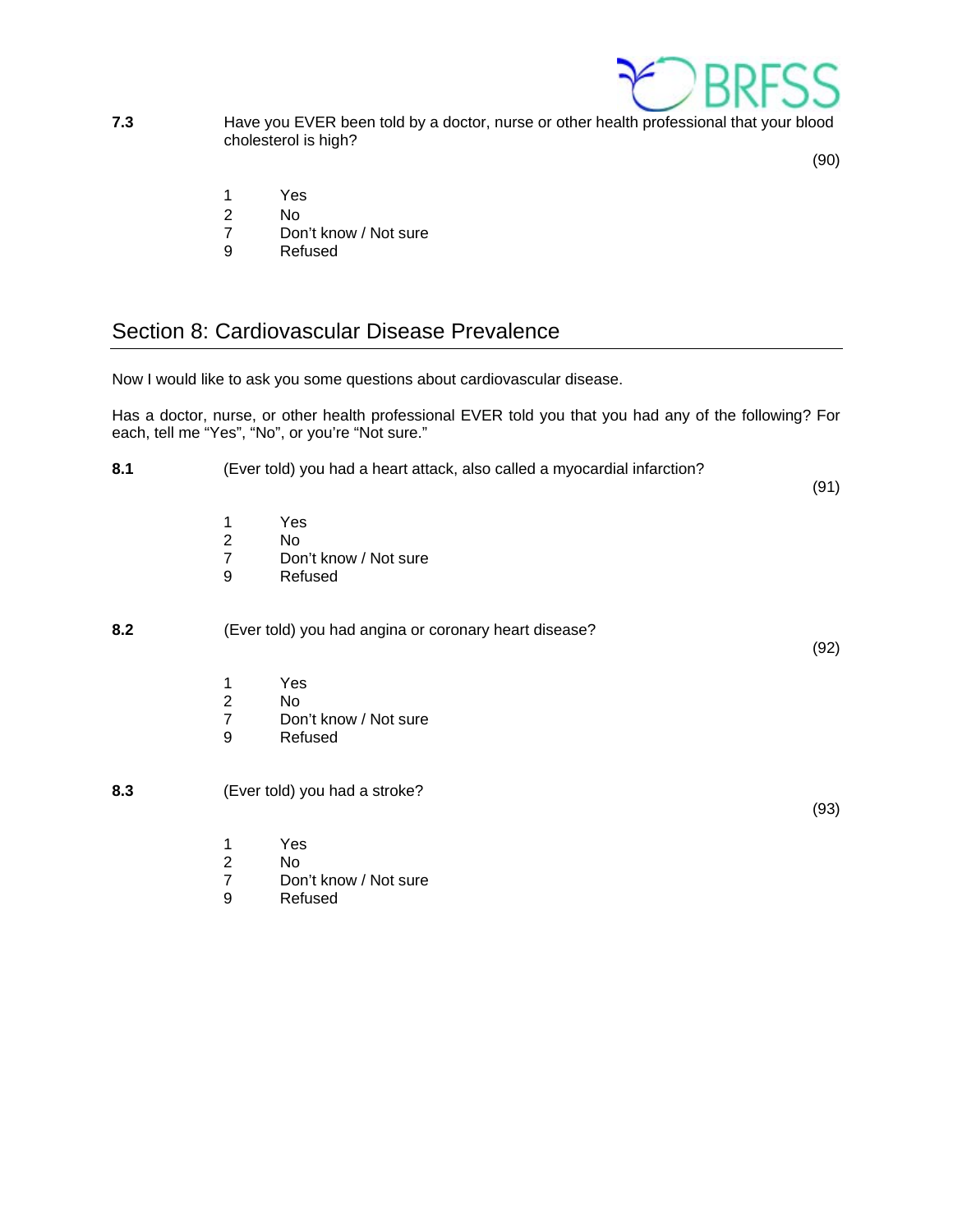**7.3** Have you EVER been told by a doctor, nurse or other health professional that your blood cholesterol is high?

(90)

1 Yes
2 No
7 Don't know / Not sure
9 Refused

## Section 8: Cardiovascular Disease Prevalence

Now I would like to ask you some questions about cardiovascular disease.

Has a doctor, nurse, or other health professional EVER told you that you had any of the following? For each, tell me "Yes", "No", or you're "Not sure."

**8.1** (Ever told) you had a heart attack, also called a myocardial infarction?

(91)

1 Yes
2 No
7 Don't know / Not sure
9 Refused

**8.2** (Ever told) you had angina or coronary heart disease?

(92)

1 Yes
2 No
7 Don't know / Not sure
9 Refused

**8.3** (Ever told) you had a stroke?

(93)

1 Yes
2 No
7 Don't know / Not sure
9 Refused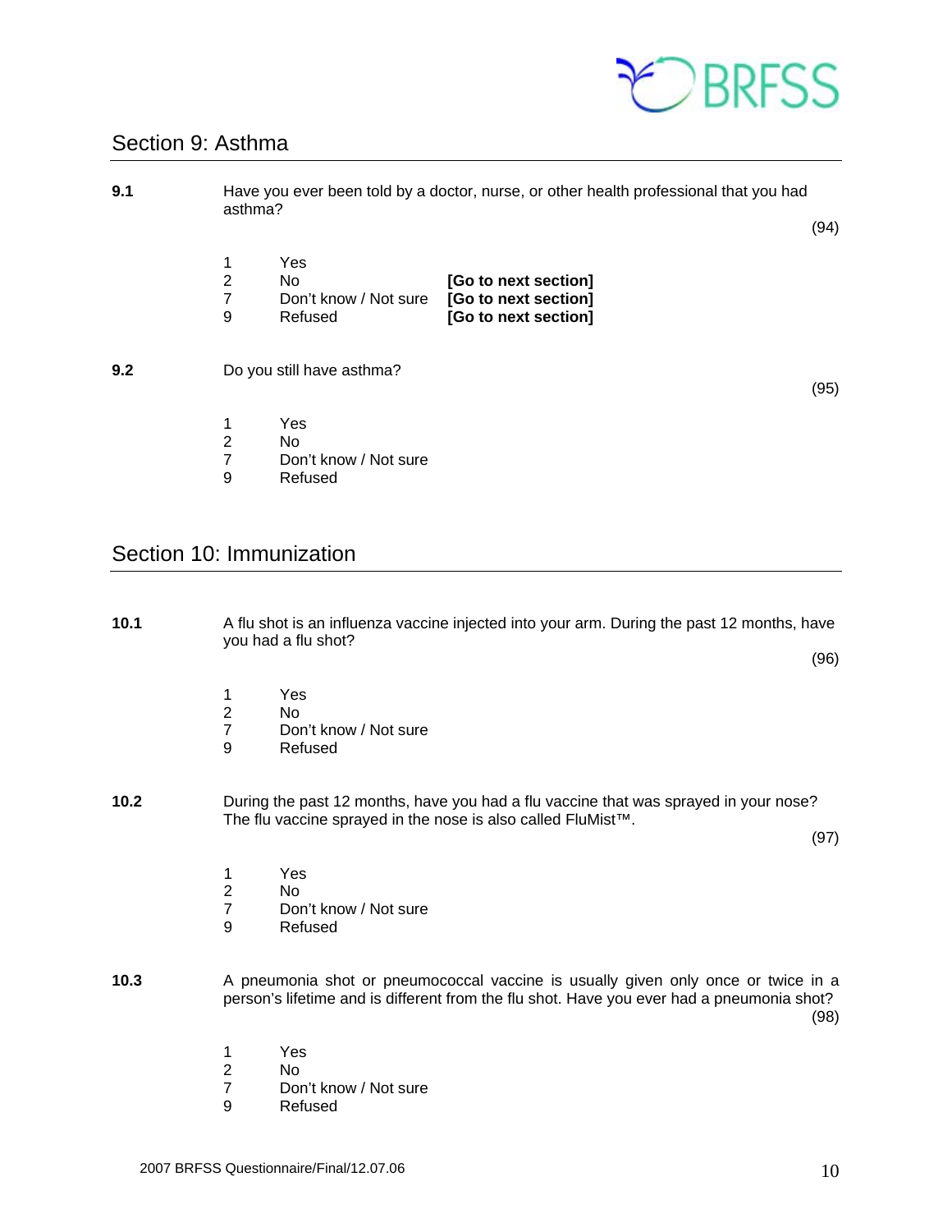## Section 9: Asthma

**9.1** Have you ever been told by a doctor, nurse, or other health professional that you had asthma?

(94)

1 Yes
2 No **[Go to next section]**
7 Don't know / Not sure **[Go to next section]**
9 Refused **[Go to next section]**

**9.2** Do you still have asthma?

(95)

1 Yes
2 No
7 Don't know / Not sure
9 Refused

## Section 10: Immunization

**10.1** A flu shot is an influenza vaccine injected into your arm. During the past 12 months, have you had a flu shot?

(96)

1 Yes
2 No
7 Don't know / Not sure
9 Refused

**10.2** During the past 12 months, have you had a flu vaccine that was sprayed in your nose? The flu vaccine sprayed in the nose is also called FluMist™.

(97)

1 Yes
2 No
7 Don't know / Not sure
9 Refused

**10.3** A pneumonia shot or pneumococcal vaccine is usually given only once or twice in a person's lifetime and is different from the flu shot. Have you ever had a pneumonia shot?

(98)

1 Yes
2 No
7 Don't know / Not sure
9 Refused

2007 BRFSS Questionnaire/Final/12.07.06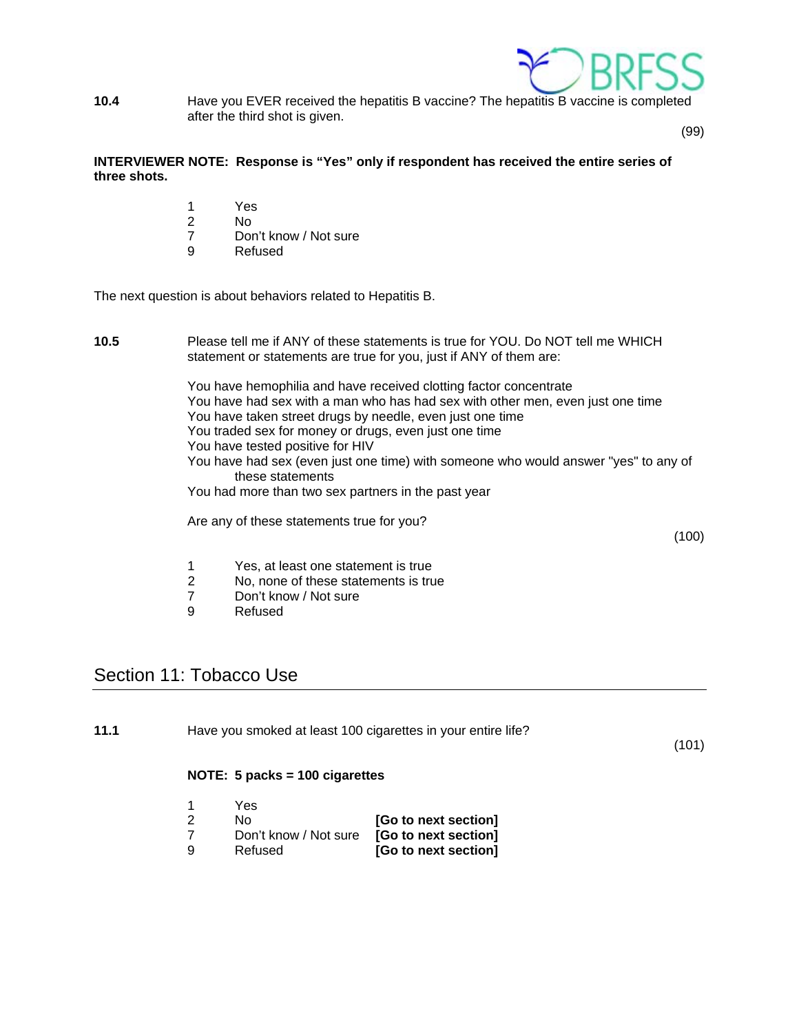**10.4** Have you EVER received the hepatitis B vaccine? The hepatitis B vaccine is completed after the third shot is given.

(99)

**INTERVIEWER NOTE: Response is "Yes" only if respondent has received the entire series of three shots.**

1 Yes
2 No
7 Don't know / Not sure
9 Refused

The next question is about behaviors related to Hepatitis B.

**10.5** Please tell me if ANY of these statements is true for YOU. Do NOT tell me WHICH statement or statements are true for you, just if ANY of them are:

You have hemophilia and have received clotting factor concentrate
You have had sex with a man who has had sex with other men, even just one time
You have taken street drugs by needle, even just one time
You traded sex for money or drugs, even just one time
You have tested positive for HIV
You have had sex (even just one time) with someone who would answer "yes" to any of these statements
You had more than two sex partners in the past year

Are any of these statements true for you?

(100)

1 Yes, at least one statement is true
2 No, none of these statements is true
7 Don't know / Not sure
9 Refused

## Section 11: Tobacco Use

**11.1** Have you smoked at least 100 cigarettes in your entire life?

(101)

**NOTE: 5 packs = 100 cigarettes**

1 Yes
2 No **[Go to next section]**
7 Don't know / Not sure **[Go to next section]**
9 Refused **[Go to next section]**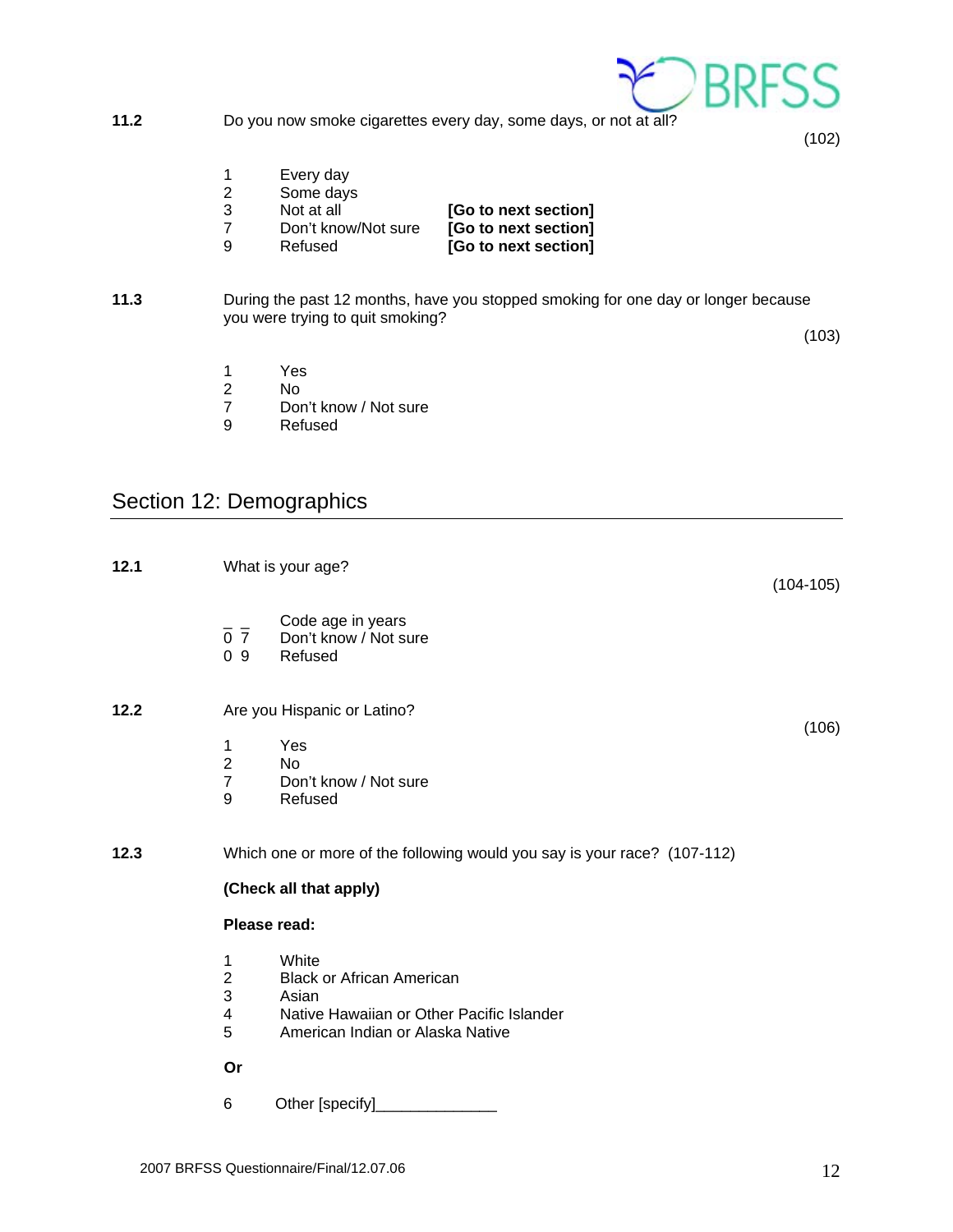**11.2** Do you now smoke cigarettes every day, some days, or not at all?

(102)

1 Every day
2 Some days
3 Not at all **[Go to next section]**
7 Don't know/Not sure **[Go to next section]**
9 Refused **[Go to next section]**

**11.3** During the past 12 months, have you stopped smoking for one day or longer because you were trying to quit smoking?

(103)

1 Yes
2 No
7 Don't know / Not sure
9 Refused

## Section 12: Demographics

**12.1** What is your age?

(104-105)

_ _ Code age in years
0 7 Don't know / Not sure
0 9 Refused

**12.2** Are you Hispanic or Latino?

(106)

1 Yes
2 No
7 Don't know / Not sure
9 Refused

**12.3** Which one or more of the following would you say is your race? (107-112)

**(Check all that apply)**

**Please read:**

1 White
2 Black or African American
3 Asian
4 Native Hawaiian or Other Pacific Islander
5 American Indian or Alaska Native

**Or**

6 Other [specify]______________

2007 BRFSS Questionnaire/Final/12.07.06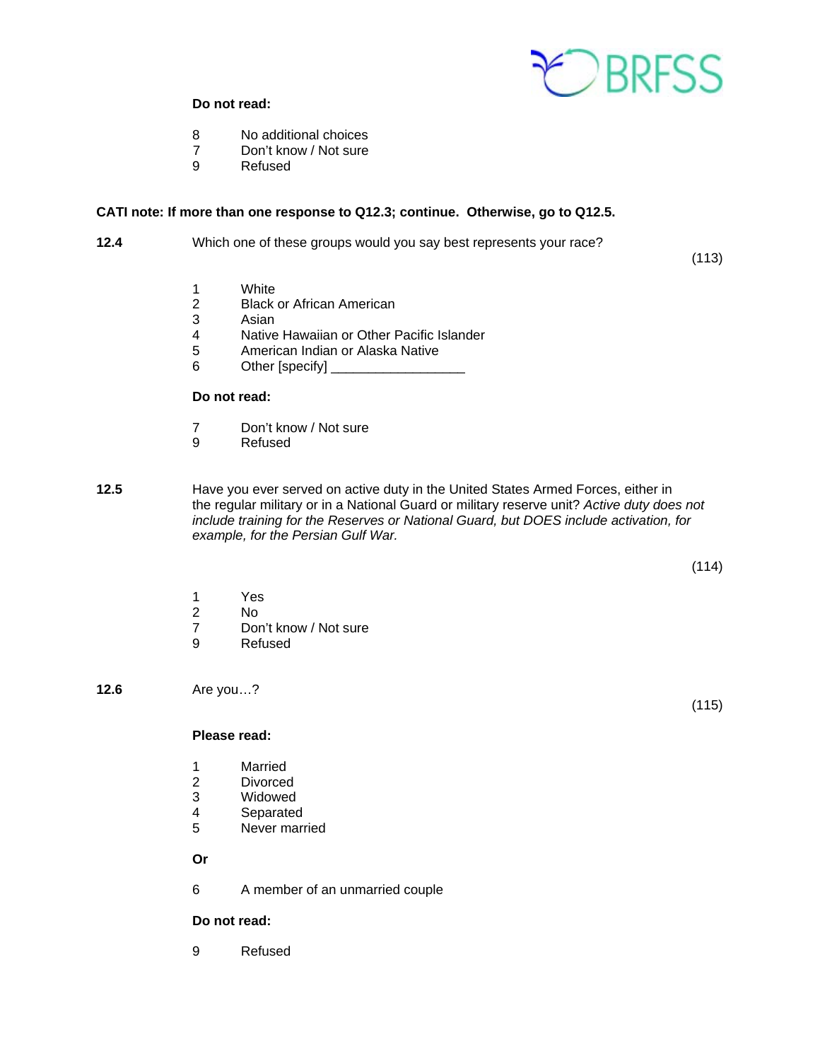**Do not read:**

8 No additional choices
7 Don't know / Not sure
9 Refused

**CATI note: If more than one response to Q12.3; continue. Otherwise, go to Q12.5.**

**12.4** Which one of these groups would you say best represents your race? (113)

1 White
2 Black or African American
3 Asian
4 Native Hawaiian or Other Pacific Islander
5 American Indian or Alaska Native
6 Other [specify] ___________________

**Do not read:**

7 Don't know / Not sure
9 Refused

**12.5** Have you ever served on active duty in the United States Armed Forces, either in the regular military or in a National Guard or military reserve unit? *Active duty does not include training for the Reserves or National Guard, but DOES include activation, for example, for the Persian Gulf War.* (114)

1 Yes
2 No
7 Don't know / Not sure
9 Refused

**12.6** Are you…? (115)

**Please read:**

1 Married
2 Divorced
3 Widowed
4 Separated
5 Never married

**Or**

6 A member of an unmarried couple

**Do not read:**

9 Refused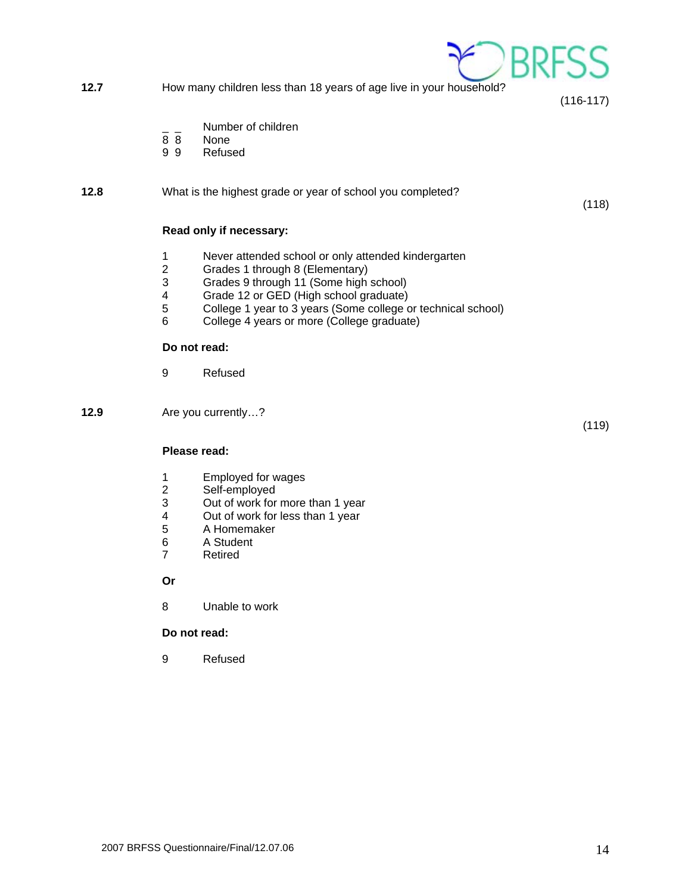**12.7** How many children less than 18 years of age live in your household?

(116-117)

_ _ Number of children
8 8 None
9 9 Refused

**12.8** What is the highest grade or year of school you completed?

(118)

**Read only if necessary:**

1 Never attended school or only attended kindergarten
2 Grades 1 through 8 (Elementary)
3 Grades 9 through 11 (Some high school)
4 Grade 12 or GED (High school graduate)
5 College 1 year to 3 years (Some college or technical school)
6 College 4 years or more (College graduate)

**Do not read:**

9 Refused

**12.9** Are you currently…?

(119)

**Please read:**

1 Employed for wages
2 Self-employed
3 Out of work for more than 1 year
4 Out of work for less than 1 year
5 A Homemaker
6 A Student
7 Retired

**Or**

8 Unable to work

**Do not read:**

9 Refused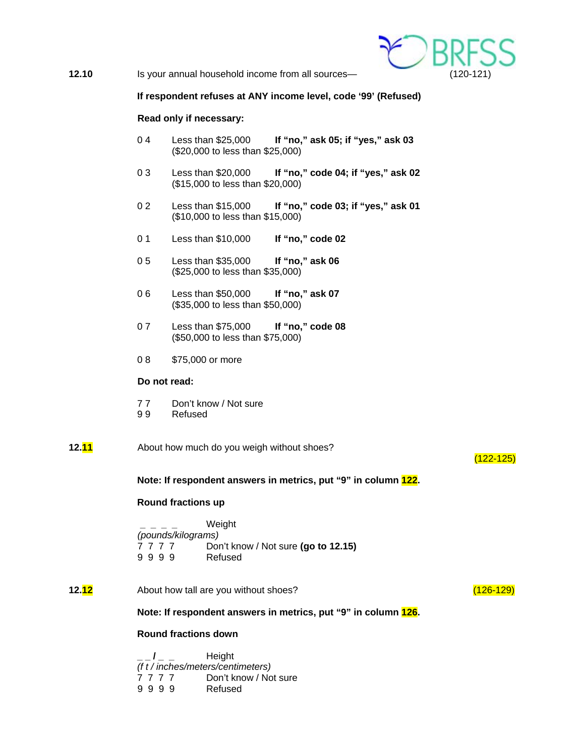**12.10** Is your annual household income from all sources— (120-121)

**If respondent refuses at ANY income level, code '99' (Refused)**

**Read only if necessary:**

0 4 Less than $25,000 **If "no," ask 05; if "yes," ask 03**
($20,000 to less than $25,000)

0 3 Less than $20,000 **If "no," code 04; if "yes," ask 02**
($15,000 to less than $20,000)

0 2 Less than $15,000 **If "no," code 03; if "yes," ask 01**
($10,000 to less than $15,000)

0 1 Less than $10,000 **If "no," code 02**

0 5 Less than $35,000 **If "no," ask 06**
($25,000 to less than $35,000)

0 6 Less than $50,000 **If "no," ask 07**
($35,000 to less than $50,000)

0 7 Less than $75,000 **If "no," code 08**
($50,000 to less than $75,000)

0 8 $75,000 or more

**Do not read:**

7 7 Don't know / Not sure
9 9 Refused

**12.11** About how much do you weigh without shoes? (122-125)

**Note: If respondent answers in metrics, put "9" in column 122.**

**Round fractions up**

_ _ _ _ Weight
*(pounds/kilograms)*
7 7 7 7 Don't know / Not sure **(go to 12.15)**
9 9 9 9 Refused

**12.12** About how tall are you without shoes? (126-129)

**Note: If respondent answers in metrics, put "9" in column 126.**

**Round fractions down**

_ _ **/** _ _ Height
*(f t / inches/meters/centimeters)*
7 7 7 7 Don't know / Not sure
9 9 9 9 Refused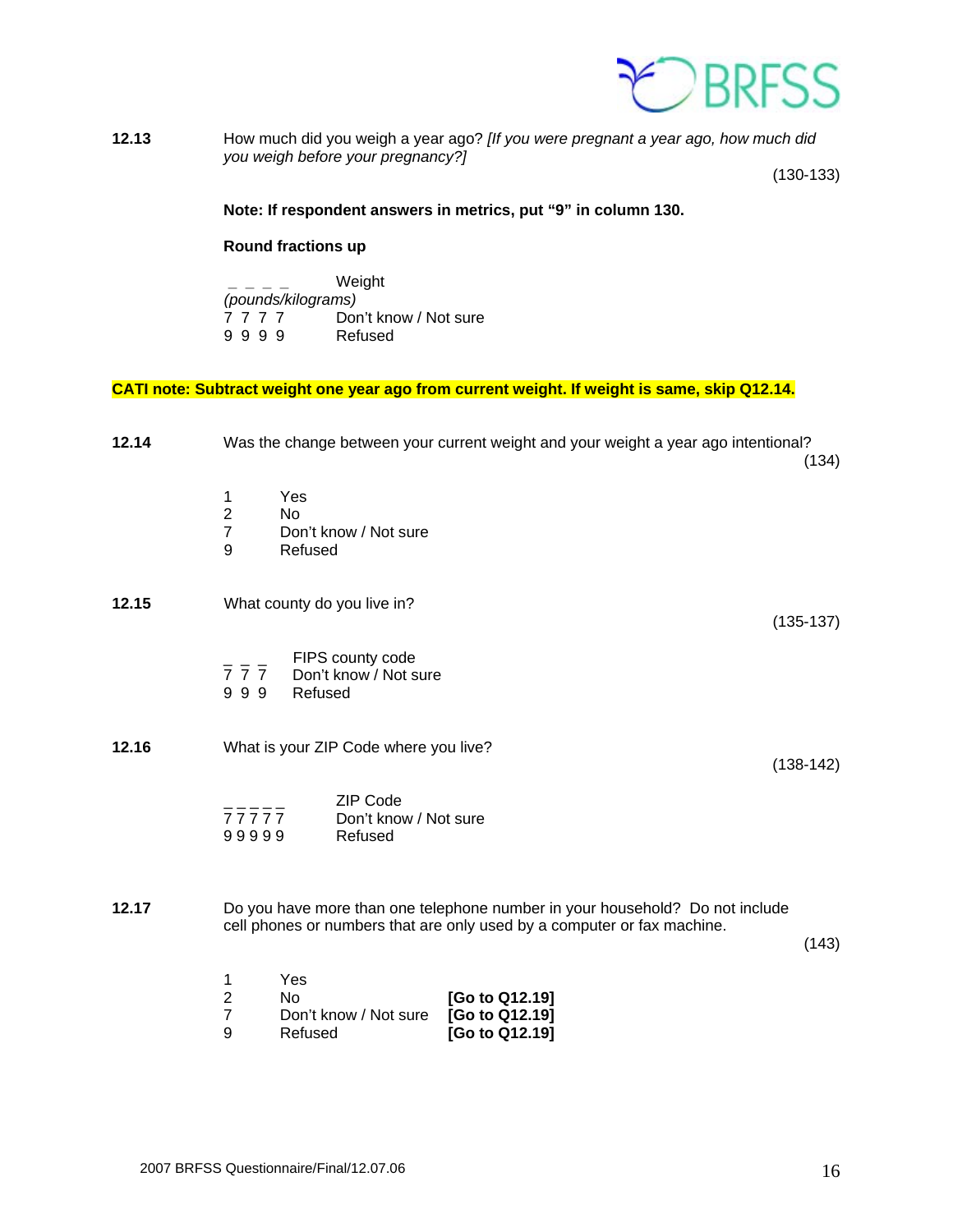**12.13** How much did you weigh a year ago? *[If you were pregnant a year ago, how much did you weigh before your pregnancy?]*

(130-133)

**Note: If respondent answers in metrics, put "9" in column 130.**

**Round fractions up**

_ _ _ _ Weight *(pounds/kilograms)*
7 7 7 7 Don't know / Not sure
9 9 9 9 Refused

**CATI note: Subtract weight one year ago from current weight. If weight is same, skip Q12.14.**

**12.14** Was the change between your current weight and your weight a year ago intentional?

(134)

1 Yes
2 No
7 Don't know / Not sure
9 Refused

**12.15** What county do you live in?

(135-137)

_ _ _ FIPS county code
7 7 7 Don't know / Not sure
9 9 9 Refused

**12.16** What is your ZIP Code where you live?

(138-142)

_ _ _ _ _ ZIP Code
7 7 7 7 7 Don't know / Not sure
9 9 9 9 9 Refused

**12.17** Do you have more than one telephone number in your household? Do not include cell phones or numbers that are only used by a computer or fax machine.

(143)

1 Yes
2 No **[Go to Q12.19]**
7 Don't know / Not sure **[Go to Q12.19]**
9 Refused **[Go to Q12.19]**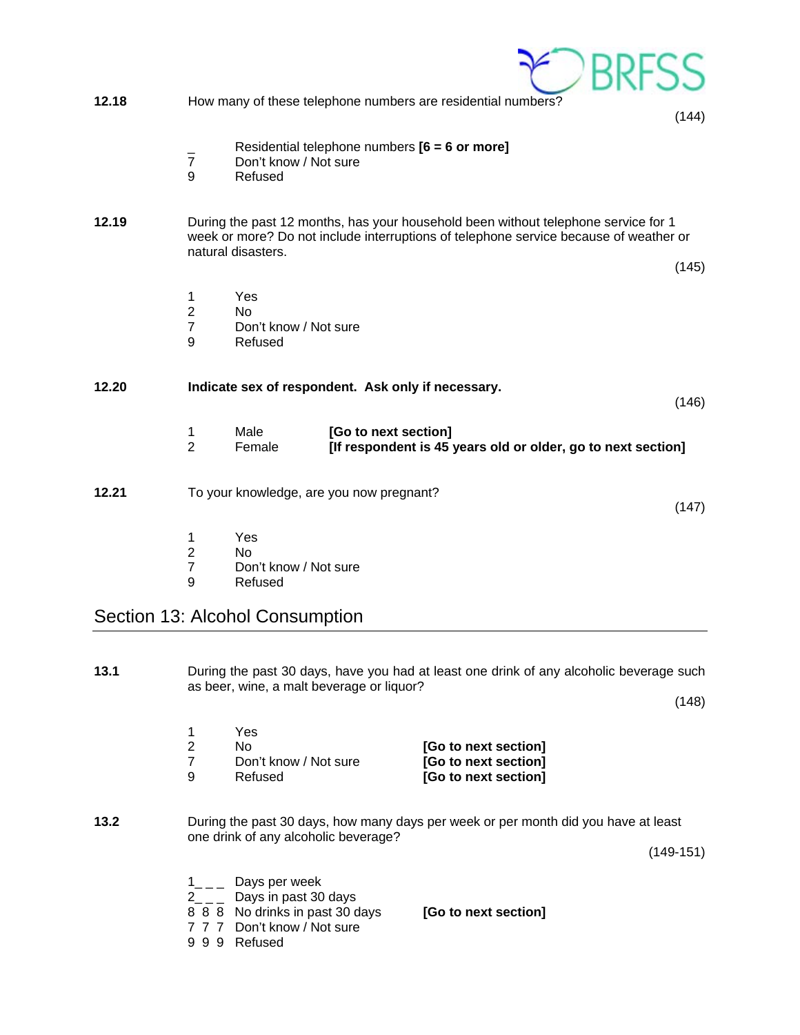**12.18** How many of these telephone numbers are residential numbers?

(144)

| | | |
|---|---|---|
| _ | Residential telephone numbers **[6 = 6 or more]** | |
| 7 | Don't know / Not sure | |
| 9 | Refused | |

**12.19** During the past 12 months, has your household been without telephone service for 1 week or more? Do not include interruptions of telephone service because of weather or natural disasters.

(145)

| | | |
|---|---|---|
| 1 | Yes | |
| 2 | No | |
| 7 | Don't know / Not sure | |
| 9 | Refused | |

**12.20** **Indicate sex of respondent. Ask only if necessary.**

(146)

| | | |
|---|---|---|
| 1 | Male | **[Go to next section]** |
| 2 | Female | **[If respondent is 45 years old or older, go to next section]** |

**12.21** To your knowledge, are you now pregnant?

(147)

| | | |
|---|---|---|
| 1 | Yes | |
| 2 | No | |
| 7 | Don't know / Not sure | |
| 9 | Refused | |

## Section 13: Alcohol Consumption

**13.1** During the past 30 days, have you had at least one drink of any alcoholic beverage such as beer, wine, a malt beverage or liquor?

(148)

| | | |
|---|---|---|
| 1 | Yes | |
| 2 | No | **[Go to next section]** |
| 7 | Don't know / Not sure | **[Go to next section]** |
| 9 | Refused | **[Go to next section]** |

**13.2** During the past 30 days, how many days per week or per month did you have at least one drink of any alcoholic beverage?

(149-151)

| | | |
|---|---|---|
| 1_ _ _ | Days per week | |
| 2_ _ _ | Days in past 30 days | |
| 8 8 8 | No drinks in past 30 days | **[Go to next section]** |
| 7 7 7 | Don't know / Not sure | |
| 9 9 9 | Refused | |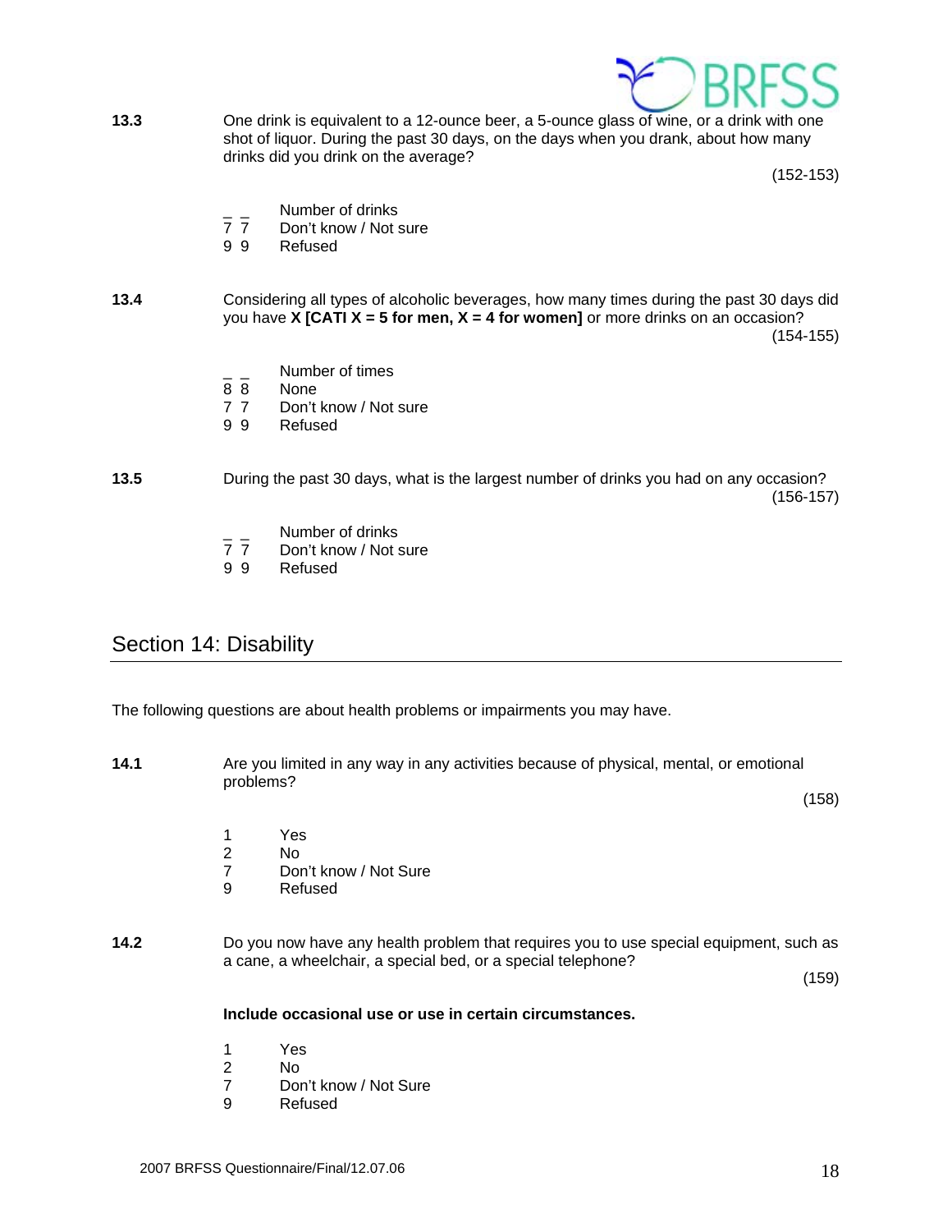**13.3** One drink is equivalent to a 12-ounce beer, a 5-ounce glass of wine, or a drink with one shot of liquor. During the past 30 days, on the days when you drank, about how many drinks did you drink on the average?

(152-153)

_ _ Number of drinks
7 7 Don't know / Not sure
9 9 Refused

**13.4** Considering all types of alcoholic beverages, how many times during the past 30 days did you have **X [CATI X = 5 for men, X = 4 for women]** or more drinks on an occasion?

(154-155)

_ _ Number of times
8 8 None
7 7 Don't know / Not sure
9 9 Refused

**13.5** During the past 30 days, what is the largest number of drinks you had on any occasion?

(156-157)

_ _ Number of drinks
7 7 Don't know / Not sure
9 9 Refused

## Section 14: Disability

The following questions are about health problems or impairments you may have.

**14.1** Are you limited in any way in any activities because of physical, mental, or emotional problems?

(158)

1 Yes
2 No
7 Don't know / Not Sure
9 Refused

**14.2** Do you now have any health problem that requires you to use special equipment, such as a cane, a wheelchair, a special bed, or a special telephone?

(159)

**Include occasional use or use in certain circumstances.**

1 Yes
2 No
7 Don't know / Not Sure
9 Refused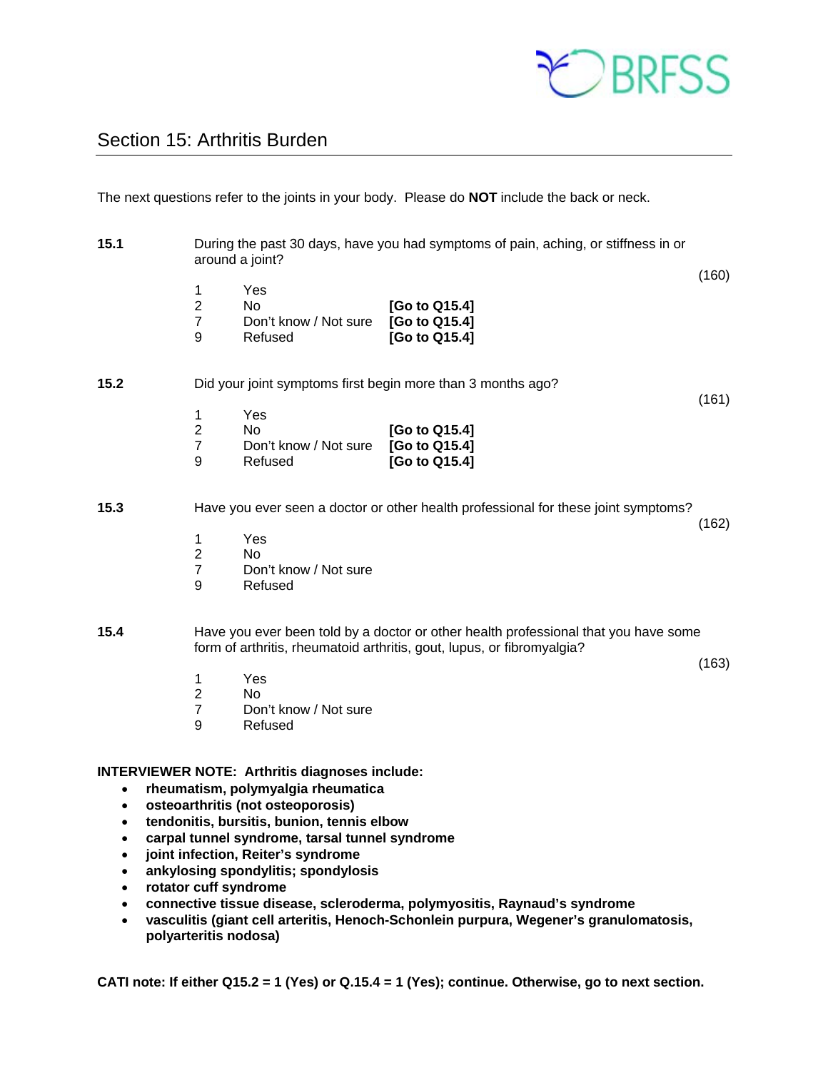## Section 15: Arthritis Burden

The next questions refer to the joints in your body. Please do **NOT** include the back or neck.

**15.1** During the past 30 days, have you had symptoms of pain, aching, or stiffness in or around a joint? (160)

| | | |
|---|---|---|
| 1 | Yes | |
| 2 | No | **[Go to Q15.4]** |
| 7 | Don't know / Not sure | **[Go to Q15.4]** |
| 9 | Refused | **[Go to Q15.4]** |

**15.2** Did your joint symptoms first begin more than 3 months ago? (161)

| | | |
|---|---|---|
| 1 | Yes | |
| 2 | No | **[Go to Q15.4]** |
| 7 | Don't know / Not sure | **[Go to Q15.4]** |
| 9 | Refused | **[Go to Q15.4]** |

**15.3** Have you ever seen a doctor or other health professional for these joint symptoms? (162)

1 Yes
2 No
7 Don't know / Not sure
9 Refused

**15.4** Have you ever been told by a doctor or other health professional that you have some form of arthritis, rheumatoid arthritis, gout, lupus, or fibromyalgia? (163)

1 Yes
2 No
7 Don't know / Not sure
9 Refused

**INTERVIEWER NOTE: Arthritis diagnoses include:**

- **rheumatism, polymyalgia rheumatica**
- **osteoarthritis (not osteoporosis)**
- **tendonitis, bursitis, bunion, tennis elbow**
- **carpal tunnel syndrome, tarsal tunnel syndrome**
- **joint infection, Reiter's syndrome**
- **ankylosing spondylitis; spondylosis**
- **rotator cuff syndrome**
- **connective tissue disease, scleroderma, polymyositis, Raynaud's syndrome**
- **vasculitis (giant cell arteritis, Henoch-Schonlein purpura, Wegener's granulomatosis, polyarteritis nodosa)**

**CATI note: If either Q15.2 = 1 (Yes) or Q.15.4 = 1 (Yes); continue. Otherwise, go to next section.**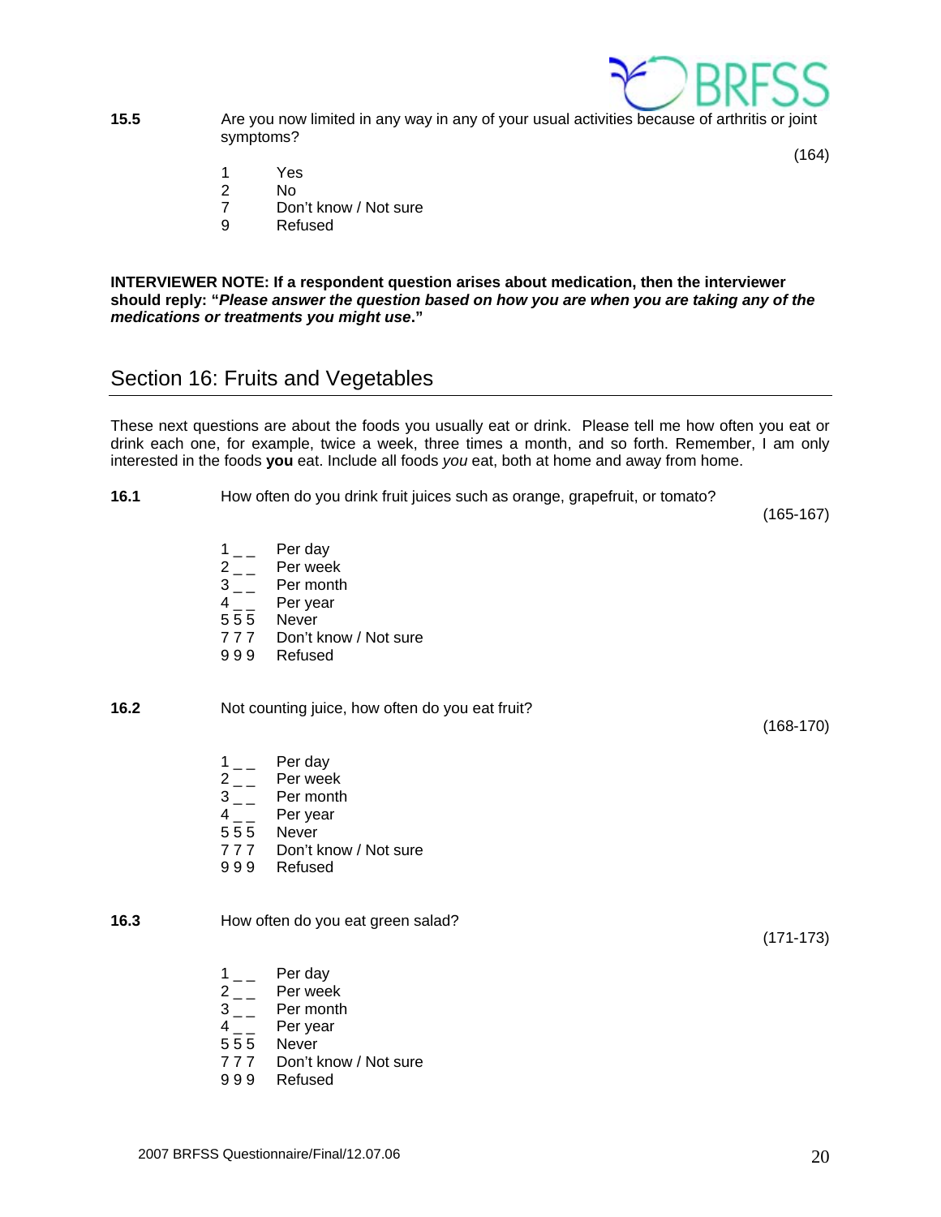**15.5** Are you now limited in any way in any of your usual activities because of arthritis or joint symptoms?

(164)

1 Yes
2 No
7 Don't know / Not sure
9 Refused

**INTERVIEWER NOTE: If a respondent question arises about medication, then the interviewer should reply: "*Please answer the question based on how you are when you are taking any of the medications or treatments you might use*."**

## Section 16: Fruits and Vegetables

These next questions are about the foods you usually eat or drink. Please tell me how often you eat or drink each one, for example, twice a week, three times a month, and so forth. Remember, I am only interested in the foods **you** eat. Include all foods *you* eat, both at home and away from home.

**16.1** How often do you drink fruit juices such as orange, grapefruit, or tomato?

(165-167)

1 _ _ Per day
2 _ _ Per week
3 _ _ Per month
4 _ _ Per year
5 5 5 Never
7 7 7 Don't know / Not sure
9 9 9 Refused

**16.2** Not counting juice, how often do you eat fruit?

(168-170)

1 _ _ Per day
2 _ _ Per week
3 _ _ Per month
4 _ _ Per year
5 5 5 Never
7 7 7 Don't know / Not sure
9 9 9 Refused

**16.3** How often do you eat green salad?

(171-173)

1 _ _ Per day
2 _ _ Per week
3 _ _ Per month
4 _ _ Per year
5 5 5 Never
7 7 7 Don't know / Not sure
9 9 9 Refused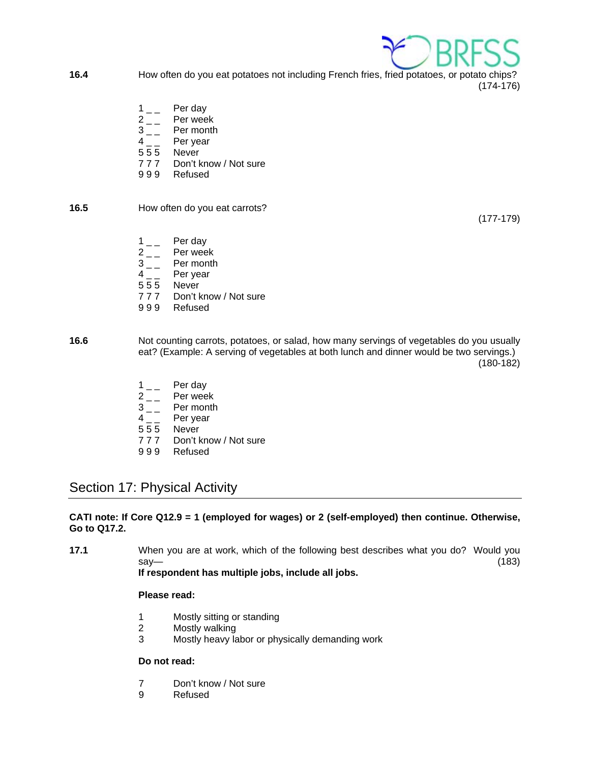**16.4** How often do you eat potatoes not including French fries, fried potatoes, or potato chips? (174-176)

1 _ _ Per day
2 _ _ Per week
3 _ _ Per month
4 _ _ Per year
5 5 5 Never
7 7 7 Don't know / Not sure
9 9 9 Refused

**16.5** How often do you eat carrots? (177-179)

1 _ _ Per day
2 _ _ Per week
3 _ _ Per month
4 _ _ Per year
5 5 5 Never
7 7 7 Don't know / Not sure
9 9 9 Refused

**16.6** Not counting carrots, potatoes, or salad, how many servings of vegetables do you usually eat? (Example: A serving of vegetables at both lunch and dinner would be two servings.) (180-182)

1 _ _ Per day
2 _ _ Per week
3 _ _ Per month
4 _ _ Per year
5 5 5 Never
7 7 7 Don't know / Not sure
9 9 9 Refused

## Section 17: Physical Activity

**CATI note: If Core Q12.9 = 1 (employed for wages) or 2 (self-employed) then continue. Otherwise, Go to Q17.2.**

**17.1** When you are at work, which of the following best describes what you do? Would you say— (183)
**If respondent has multiple jobs, include all jobs.**

**Please read:**

1 Mostly sitting or standing
2 Mostly walking
3 Mostly heavy labor or physically demanding work

**Do not read:**

7 Don't know / Not sure
9 Refused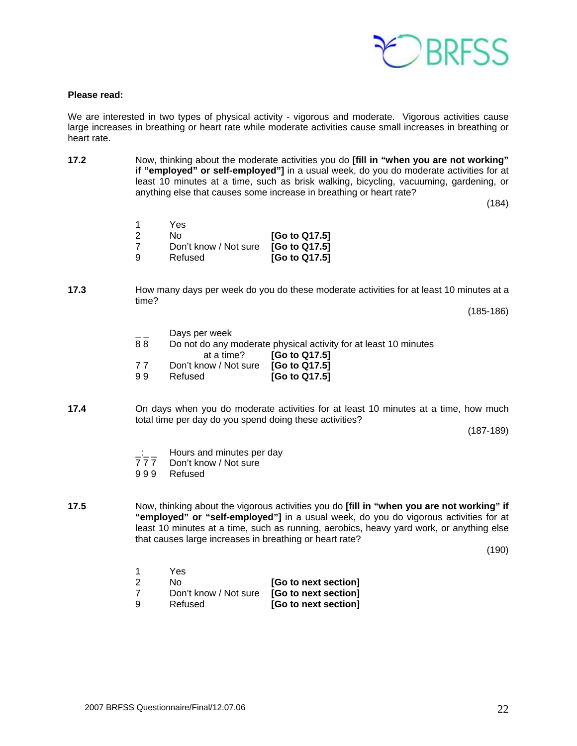**Please read:**

We are interested in two types of physical activity - vigorous and moderate. Vigorous activities cause large increases in breathing or heart rate while moderate activities cause small increases in breathing or heart rate.

**17.2** Now, thinking about the moderate activities you do **[fill in "when you are not working" if "employed" or "self-employed"]** in a usual week, do you do moderate activities for at least 10 minutes at a time, such as brisk walking, bicycling, vacuuming, gardening, or anything else that causes some increase in breathing or heart rate?

(184)

| | | |
|---|---|---|
| 1 | Yes | |
| 2 | No | **[Go to Q17.5]** |
| 7 | Don't know / Not sure | **[Go to Q17.5]** |
| 9 | Refused | **[Go to Q17.5]** |

**17.3** How many days per week do you do these moderate activities for at least 10 minutes at a time?

(185-186)

| | | |
|---|---|---|
| _ _ | Days per week | |
| 8 8 | Do not do any moderate physical activity for at least 10 minutes at a time? | **[Go to Q17.5]** |
| 7 7 | Don't know / Not sure | **[Go to Q17.5]** |
| 9 9 | Refused | **[Go to Q17.5]** |

**17.4** On days when you do moderate activities for at least 10 minutes at a time, how much total time per day do you spend doing these activities?

(187-189)

| | |
|---|---|
| _:_ _ | Hours and minutes per day |
| 7 7 7 | Don't know / Not sure |
| 9 9 9 | Refused |

**17.5** Now, thinking about the vigorous activities you do **[fill in "when you are not working" if "employed" or "self-employed"]** in a usual week, do you do vigorous activities for at least 10 minutes at a time, such as running, aerobics, heavy yard work, or anything else that causes large increases in breathing or heart rate?

(190)

| | | |
|---|---|---|
| 1 | Yes | |
| 2 | No | **[Go to next section]** |
| 7 | Don't know / Not sure | **[Go to next section]** |
| 9 | Refused | **[Go to next section]** |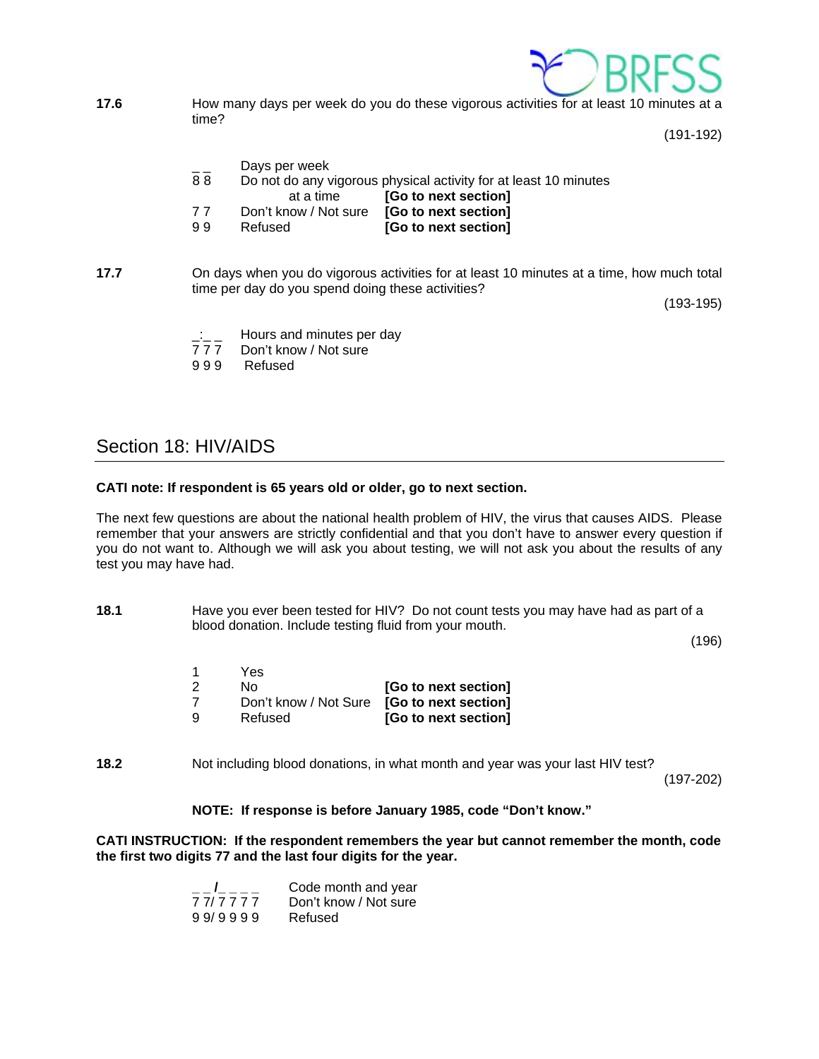**17.6** How many days per week do you do these vigorous activities for at least 10 minutes at a time?

(191-192)

| | | |
|---|---|---|
| _ _ | Days per week | |
| 8 8 | Do not do any vigorous physical activity for at least 10 minutes at a time | **[Go to next section]** |
| 7 7 | Don't know / Not sure | **[Go to next section]** |
| 9 9 | Refused | **[Go to next section]** |

**17.7** On days when you do vigorous activities for at least 10 minutes at a time, how much total time per day do you spend doing these activities?

(193-195)

| | |
|---|---|
| _:_ _ | Hours and minutes per day |
| 7 7 7 | Don't know / Not sure |
| 9 9 9 | Refused |

## Section 18: HIV/AIDS

**CATI note: If respondent is 65 years old or older, go to next section.**

The next few questions are about the national health problem of HIV, the virus that causes AIDS. Please remember that your answers are strictly confidential and that you don't have to answer every question if you do not want to. Although we will ask you about testing, we will not ask you about the results of any test you may have had.

**18.1** Have you ever been tested for HIV? Do not count tests you may have had as part of a blood donation. Include testing fluid from your mouth.

(196)

| | | |
|---|---|---|
| 1 | Yes | |
| 2 | No | **[Go to next section]** |
| 7 | Don't know / Not Sure | **[Go to next section]** |
| 9 | Refused | **[Go to next section]** |

**18.2** Not including blood donations, in what month and year was your last HIV test?

(197-202)

**NOTE: If response is before January 1985, code "Don't know."**

**CATI INSTRUCTION: If the respondent remembers the year but cannot remember the month, code the first two digits 77 and the last four digits for the year.**

| | |
|---|---|
| _ _/_ _ _ _ | Code month and year |
| 7 7/ 7 7 7 7 | Don't know / Not sure |
| 9 9/ 9 9 9 9 | Refused |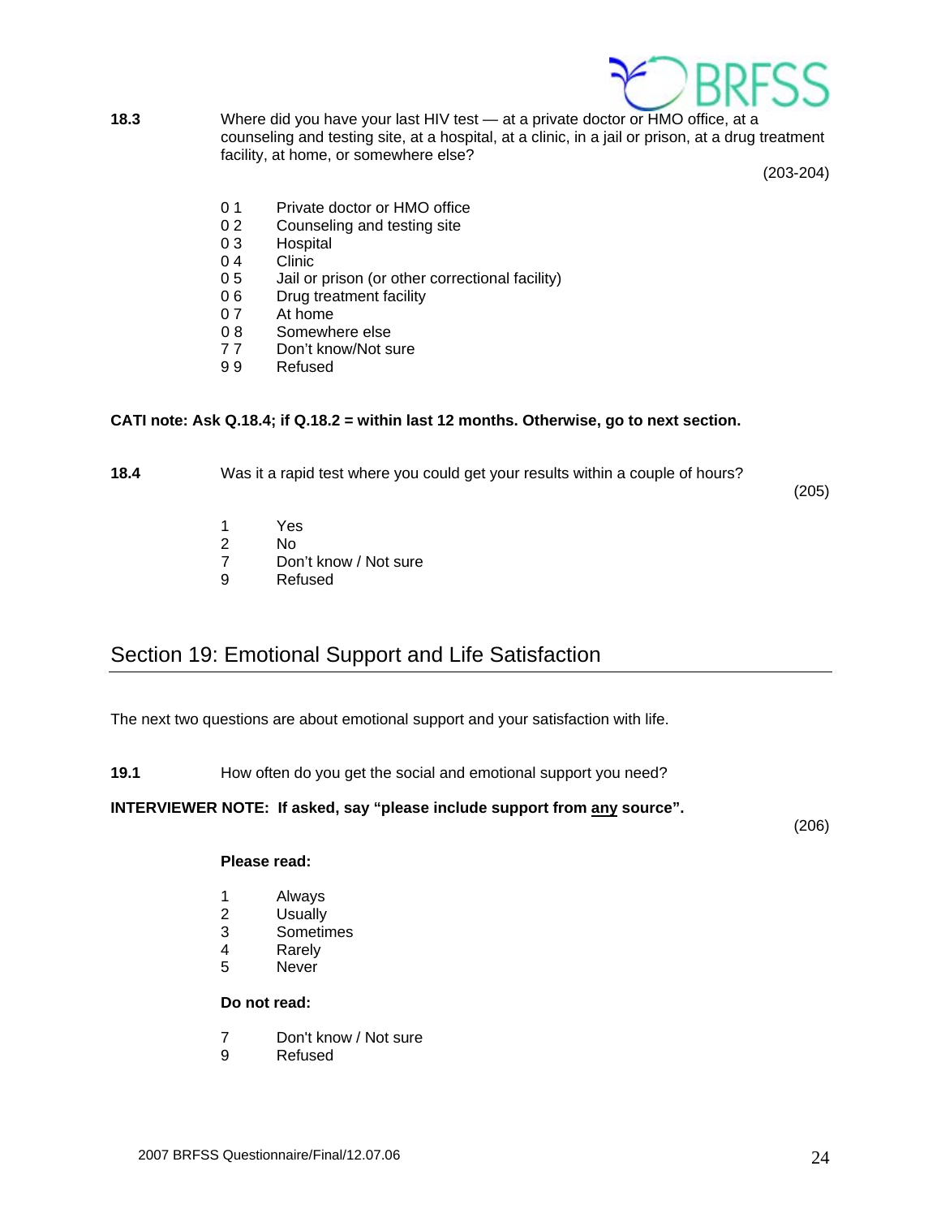**18.3** Where did you have your last HIV test — at a private doctor or HMO office, at a counseling and testing site, at a hospital, at a clinic, in a jail or prison, at a drug treatment facility, at home, or somewhere else?

(203-204)

- 0 1 Private doctor or HMO office
- 0 2 Counseling and testing site
- 0 3 Hospital
- 0 4 Clinic
- 0 5 Jail or prison (or other correctional facility)
- 0 6 Drug treatment facility
- 0 7 At home
- 0 8 Somewhere else
- 7 7 Don't know/Not sure
- 9 9 Refused

**CATI note: Ask Q.18.4; if Q.18.2 = within last 12 months. Otherwise, go to next section.**

**18.4** Was it a rapid test where you could get your results within a couple of hours?

(205)

- 1 Yes
- 2 No
- 7 Don't know / Not sure
- 9 Refused

## Section 19: Emotional Support and Life Satisfaction

The next two questions are about emotional support and your satisfaction with life.

**19.1** How often do you get the social and emotional support you need?

**INTERVIEWER NOTE: If asked, say "please include support from any source".**

(206)

**Please read:**

- 1 Always
- 2 Usually
- 3 Sometimes
- 4 Rarely
- 5 Never

**Do not read:**

- 7 Don't know / Not sure
- 9 Refused

2007 BRFSS Questionnaire/Final/12.07.06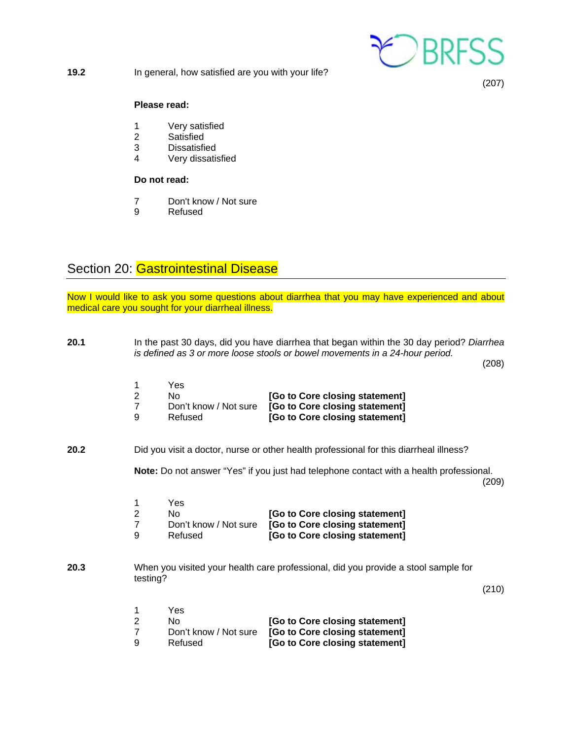**19.2** In general, how satisfied are you with your life?

(207)

**Please read:**

1 Very satisfied
2 Satisfied
3 Dissatisfied
4 Very dissatisfied

**Do not read:**

7 Don't know / Not sure
9 Refused

## Section 20: Gastrointestinal Disease

Now I would like to ask you some questions about diarrhea that you may have experienced and about medical care you sought for your diarrheal illness.

**20.1** In the past 30 days, did you have diarrhea that began within the 30 day period? *Diarrhea is defined as 3 or more loose stools or bowel movements in a 24-hour period.*

(208)

1 Yes
2 No **[Go to Core closing statement]**
7 Don't know / Not sure **[Go to Core closing statement]**
9 Refused **[Go to Core closing statement]**

**20.2** Did you visit a doctor, nurse or other health professional for this diarrheal illness?

**Note:** Do not answer "Yes" if you just had telephone contact with a health professional.

(209)

1 Yes
2 No **[Go to Core closing statement]**
7 Don't know / Not sure **[Go to Core closing statement]**
9 Refused **[Go to Core closing statement]**

**20.3** When you visited your health care professional, did you provide a stool sample for testing?

(210)

1 Yes
2 No **[Go to Core closing statement]**
7 Don't know / Not sure **[Go to Core closing statement]**
9 Refused **[Go to Core closing statement]**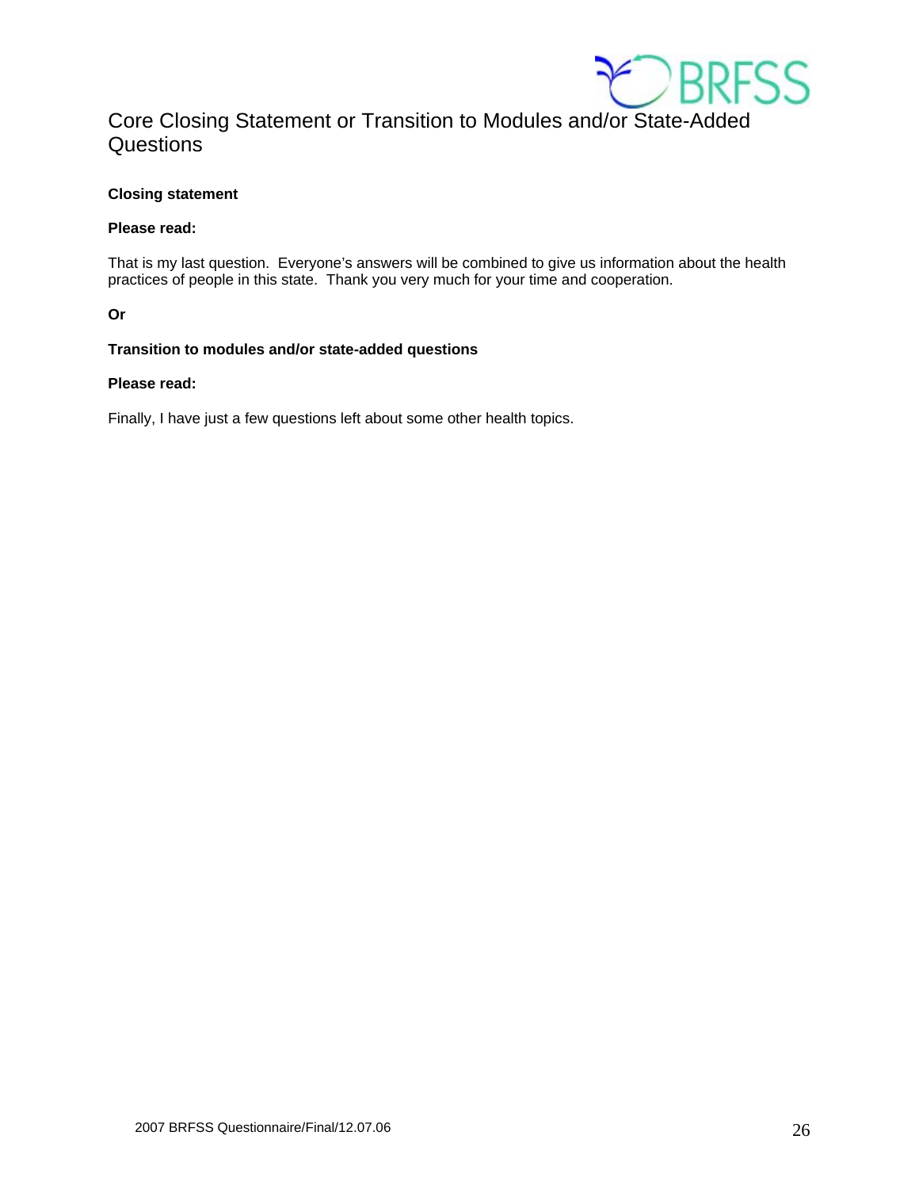# Core Closing Statement or Transition to Modules and/or State-Added Questions

**Closing statement**

**Please read:**

That is my last question. Everyone's answers will be combined to give us information about the health practices of people in this state. Thank you very much for your time and cooperation.

**Or**

**Transition to modules and/or state-added questions**

**Please read:**

Finally, I have just a few questions left about some other health topics.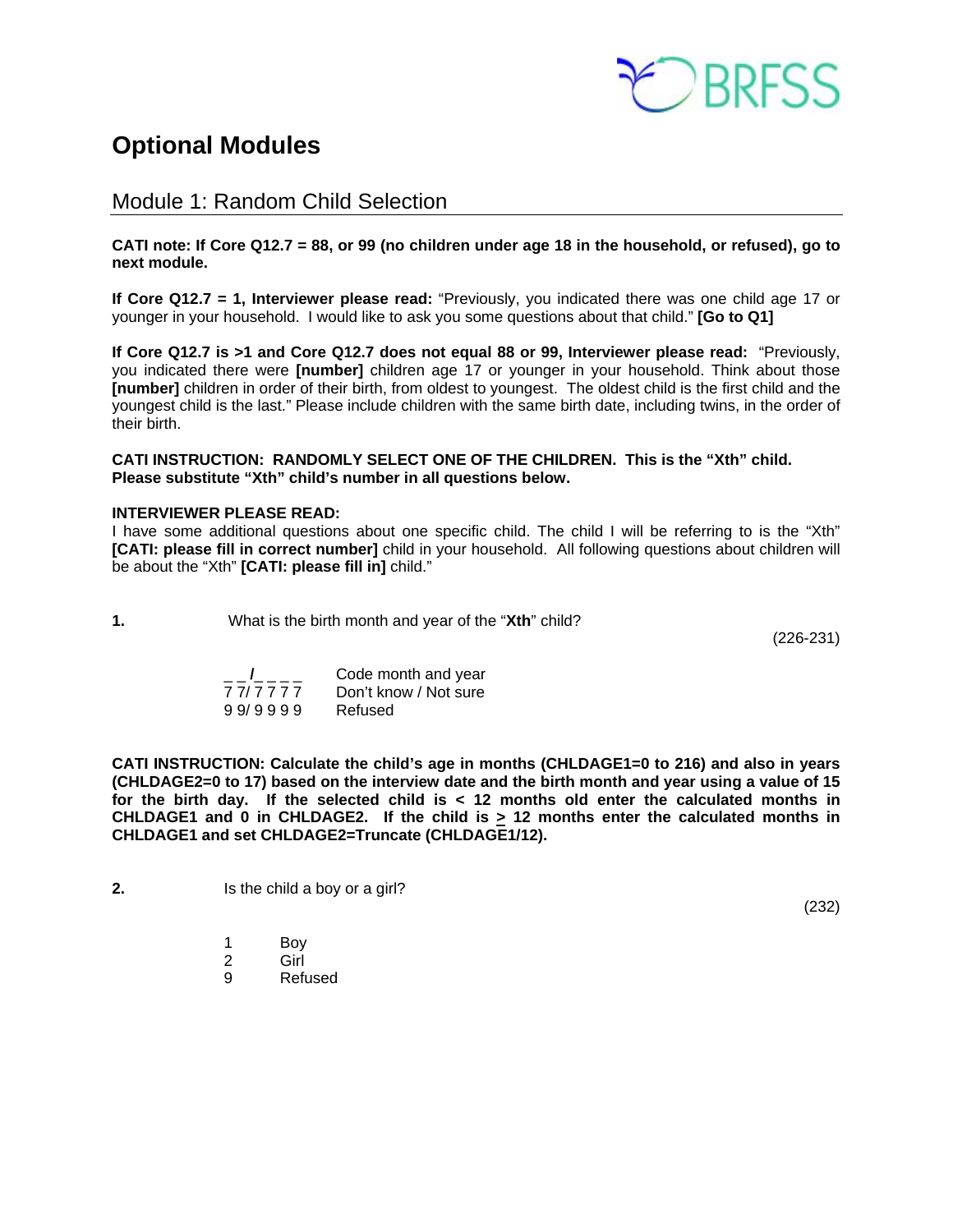# Optional Modules

## Module 1: Random Child Selection

**CATI note: If Core Q12.7 = 88, or 99 (no children under age 18 in the household, or refused), go to next module.**

**If Core Q12.7 = 1, Interviewer please read:** "Previously, you indicated there was one child age 17 or younger in your household. I would like to ask you some questions about that child." **[Go to Q1]**

**If Core Q12.7 is >1 and Core Q12.7 does not equal 88 or 99, Interviewer please read:** "Previously, you indicated there were **[number]** children age 17 or younger in your household. Think about those **[number]** children in order of their birth, from oldest to youngest. The oldest child is the first child and the youngest child is the last." Please include children with the same birth date, including twins, in the order of their birth.

**CATI INSTRUCTION: RANDOMLY SELECT ONE OF THE CHILDREN. This is the "Xth" child. Please substitute "Xth" child's number in all questions below.**

**INTERVIEWER PLEASE READ:**
I have some additional questions about one specific child. The child I will be referring to is the "Xth" **[CATI: please fill in correct number]** child in your household. All following questions about children will be about the "Xth" **[CATI: please fill in]** child."

**1.** What is the birth month and year of the "**Xth**" child?

(226-231)

| | |
|---|---|
| _ _/_ _ _ _ | Code month and year |
| 7 7/ 7 7 7 7 | Don't know / Not sure |
| 9 9/ 9 9 9 9 | Refused |

**CATI INSTRUCTION: Calculate the child's age in months (CHLDAGE1=0 to 216) and also in years (CHLDAGE2=0 to 17) based on the interview date and the birth month and year using a value of 15 for the birth day. If the selected child is < 12 months old enter the calculated months in CHLDAGE1 and 0 in CHLDAGE2. If the child is ≥ 12 months enter the calculated months in CHLDAGE1 and set CHLDAGE2=Truncate (CHLDAGE1/12).**

**2.** Is the child a boy or a girl?

(232)

1 Boy
2 Girl
9 Refused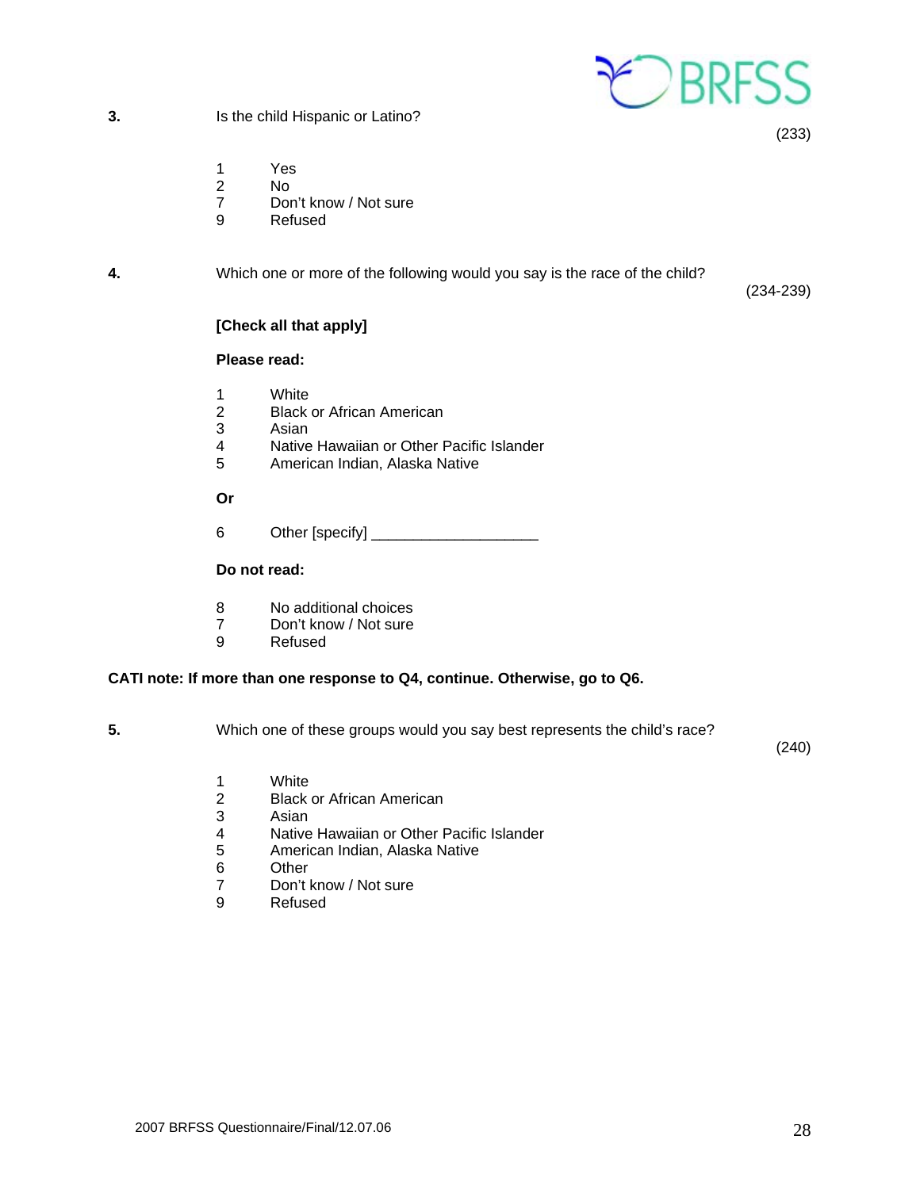**3.** Is the child Hispanic or Latino? (233)

1 Yes
2 No
7 Don't know / Not sure
9 Refused

**4.** Which one or more of the following would you say is the race of the child? (234-239)

**[Check all that apply]**

**Please read:**

1 White
2 Black or African American
3 Asian
4 Native Hawaiian or Other Pacific Islander
5 American Indian, Alaska Native

**Or**

6 Other [specify] ____________________

**Do not read:**

8 No additional choices
7 Don't know / Not sure
9 Refused

**CATI note: If more than one response to Q4, continue. Otherwise, go to Q6.**

**5.** Which one of these groups would you say best represents the child's race? (240)

1 White
2 Black or African American
3 Asian
4 Native Hawaiian or Other Pacific Islander
5 American Indian, Alaska Native
6 Other
7 Don't know / Not sure
9 Refused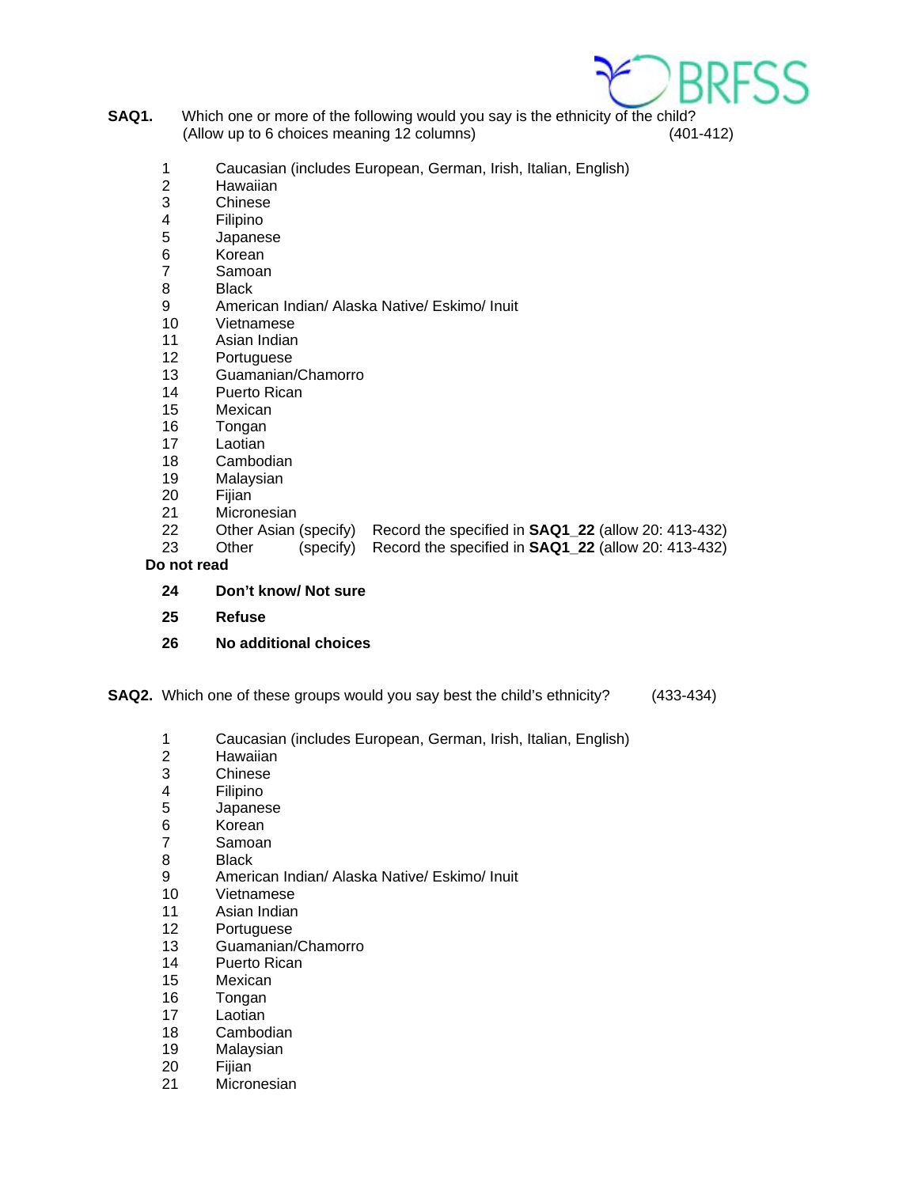**SAQ1.** Which one or more of the following would you say is the ethnicity of the child?
(Allow up to 6 choices meaning 12 columns) (401-412)

1 Caucasian (includes European, German, Irish, Italian, English)
2 Hawaiian
3 Chinese
4 Filipino
5 Japanese
6 Korean
7 Samoan
8 Black
9 American Indian/ Alaska Native/ Eskimo/ Inuit
10 Vietnamese
11 Asian Indian
12 Portuguese
13 Guamanian/Chamorro
14 Puerto Rican
15 Mexican
16 Tongan
17 Laotian
18 Cambodian
19 Malaysian
20 Fijian
21 Micronesian
22 Other Asian (specify) Record the specified in **SAQ1_22** (allow 20: 413-432)
23 Other (specify) Record the specified in **SAQ1_22** (allow 20: 413-432)

**Do not read**

**24 Don't know/ Not sure**

**25 Refuse**

**26 No additional choices**

**SAQ2.** Which one of these groups would you say best the child's ethnicity? (433-434)

1 Caucasian (includes European, German, Irish, Italian, English)
2 Hawaiian
3 Chinese
4 Filipino
5 Japanese
6 Korean
7 Samoan
8 Black
9 American Indian/ Alaska Native/ Eskimo/ Inuit
10 Vietnamese
11 Asian Indian
12 Portuguese
13 Guamanian/Chamorro
14 Puerto Rican
15 Mexican
16 Tongan
17 Laotian
18 Cambodian
19 Malaysian
20 Fijian
21 Micronesian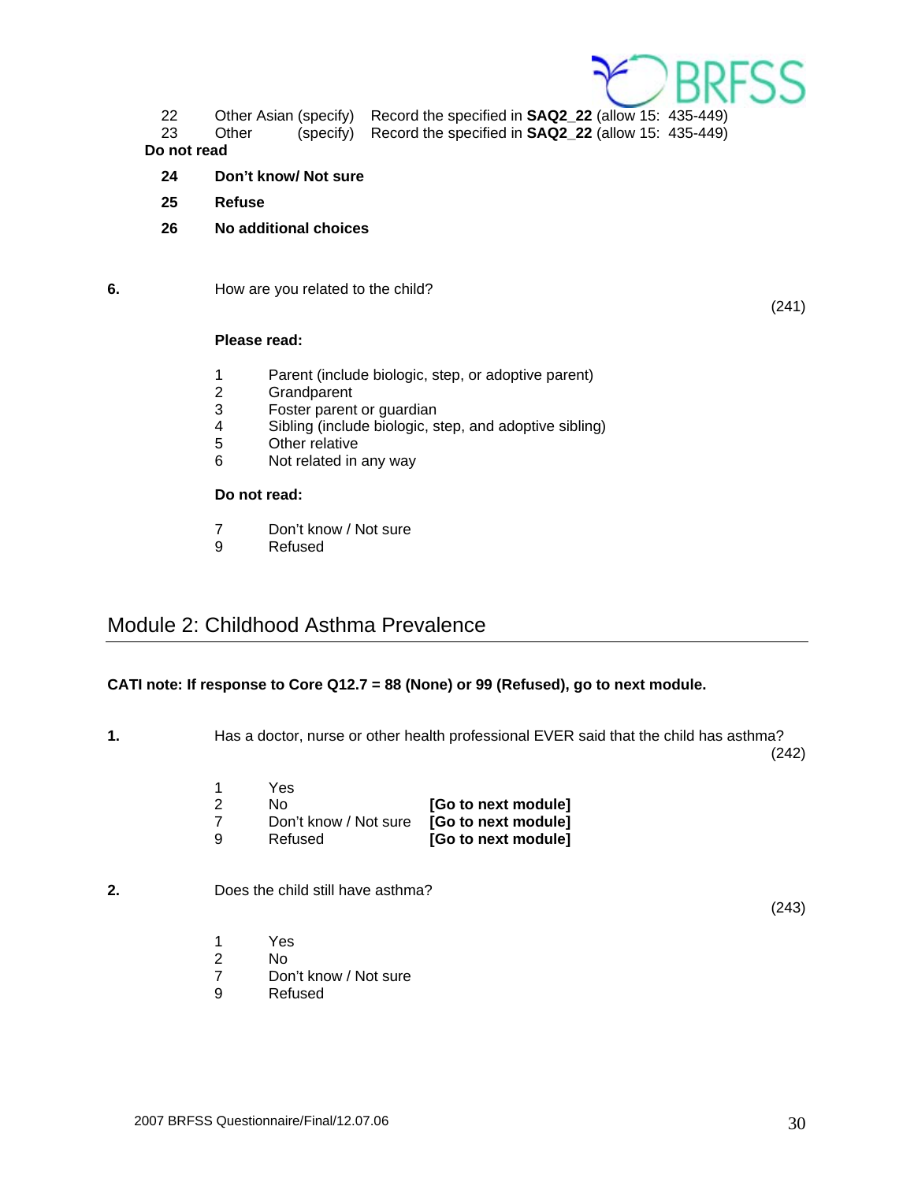22 Other Asian (specify) Record the specified in **SAQ2_22** (allow 15: 435-449)
23 Other (specify) Record the specified in **SAQ2_22** (allow 15: 435-449)

**Do not read**

**24 Don't know/ Not sure**

**25 Refuse**

**26 No additional choices**

**6.** How are you related to the child? (241)

**Please read:**

1 Parent (include biologic, step, or adoptive parent)
2 Grandparent
3 Foster parent or guardian
4 Sibling (include biologic, step, and adoptive sibling)
5 Other relative
6 Not related in any way

**Do not read:**

7 Don't know / Not sure
9 Refused

## Module 2: Childhood Asthma Prevalence

**CATI note: If response to Core Q12.7 = 88 (None) or 99 (Refused), go to next module.**

**1.** Has a doctor, nurse or other health professional EVER said that the child has asthma? (242)

1 Yes
2 No **[Go to next module]**
7 Don't know / Not sure **[Go to next module]**
9 Refused **[Go to next module]**

**2.** Does the child still have asthma? (243)

1 Yes
2 No
7 Don't know / Not sure
9 Refused

2007 BRFSS Questionnaire/Final/12.07.06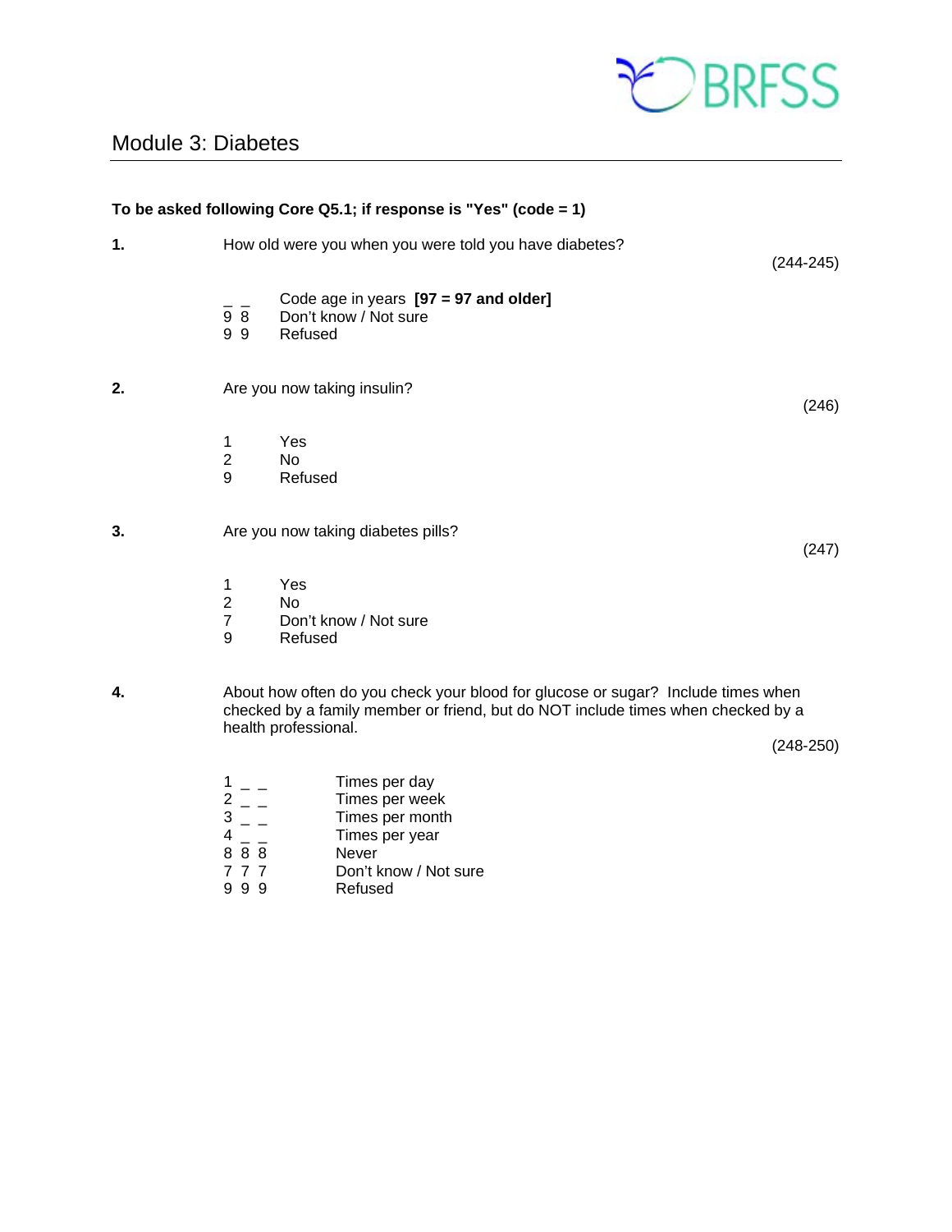## Module 3: Diabetes

**To be asked following Core Q5.1; if response is "Yes" (code = 1)**

**1.** How old were you when you were told you have diabetes?

(244-245)

_ _ Code age in years **[97 = 97 and older]**
9 8 Don't know / Not sure
9 9 Refused

**2.** Are you now taking insulin?

(246)

1 Yes
2 No
9 Refused

**3.** Are you now taking diabetes pills?

(247)

1 Yes
2 No
7 Don't know / Not sure
9 Refused

**4.** About how often do you check your blood for glucose or sugar? Include times when checked by a family member or friend, but do NOT include times when checked by a health professional.

(248-250)

1 _ _ Times per day
2 _ _ Times per week
3 _ _ Times per month
4 _ _ Times per year
8 8 8 Never
7 7 7 Don't know / Not sure
9 9 9 Refused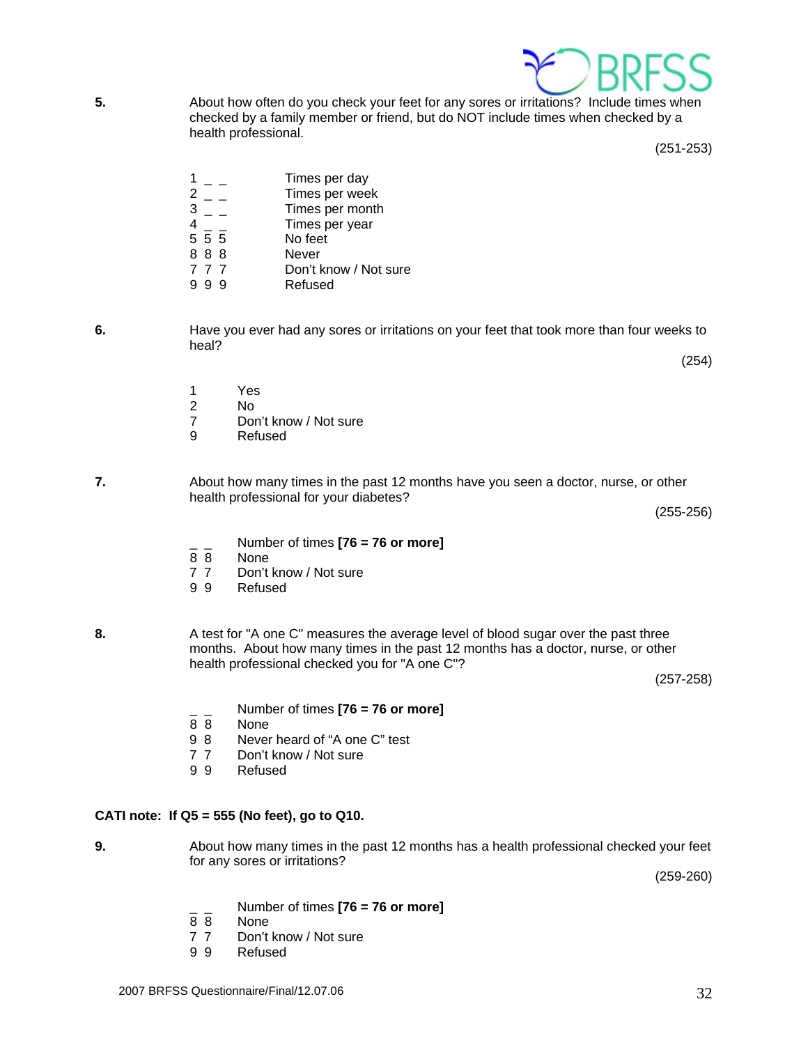**5.** About how often do you check your feet for any sores or irritations? Include times when checked by a family member or friend, but do NOT include times when checked by a health professional.

(251-253)

1 _ _ Times per day
2 _ _ Times per week
3 _ _ Times per month
4 _ _ Times per year
5 5 5 No feet
8 8 8 Never
7 7 7 Don't know / Not sure
9 9 9 Refused

**6.** Have you ever had any sores or irritations on your feet that took more than four weeks to heal?

(254)

1 Yes
2 No
7 Don't know / Not sure
9 Refused

**7.** About how many times in the past 12 months have you seen a doctor, nurse, or other health professional for your diabetes?

(255-256)

_ _ Number of times **[76 = 76 or more]**
8 8 None
7 7 Don't know / Not sure
9 9 Refused

**8.** A test for "A one C" measures the average level of blood sugar over the past three months. About how many times in the past 12 months has a doctor, nurse, or other health professional checked you for "A one C"?

(257-258)

_ _ Number of times **[76 = 76 or more]**
8 8 None
9 8 Never heard of "A one C" test
7 7 Don't know / Not sure
9 9 Refused

**CATI note: If Q5 = 555 (No feet), go to Q10.**

**9.** About how many times in the past 12 months has a health professional checked your feet for any sores or irritations?

(259-260)

_ _ Number of times **[76 = 76 or more]**
8 8 None
7 7 Don't know / Not sure
9 9 Refused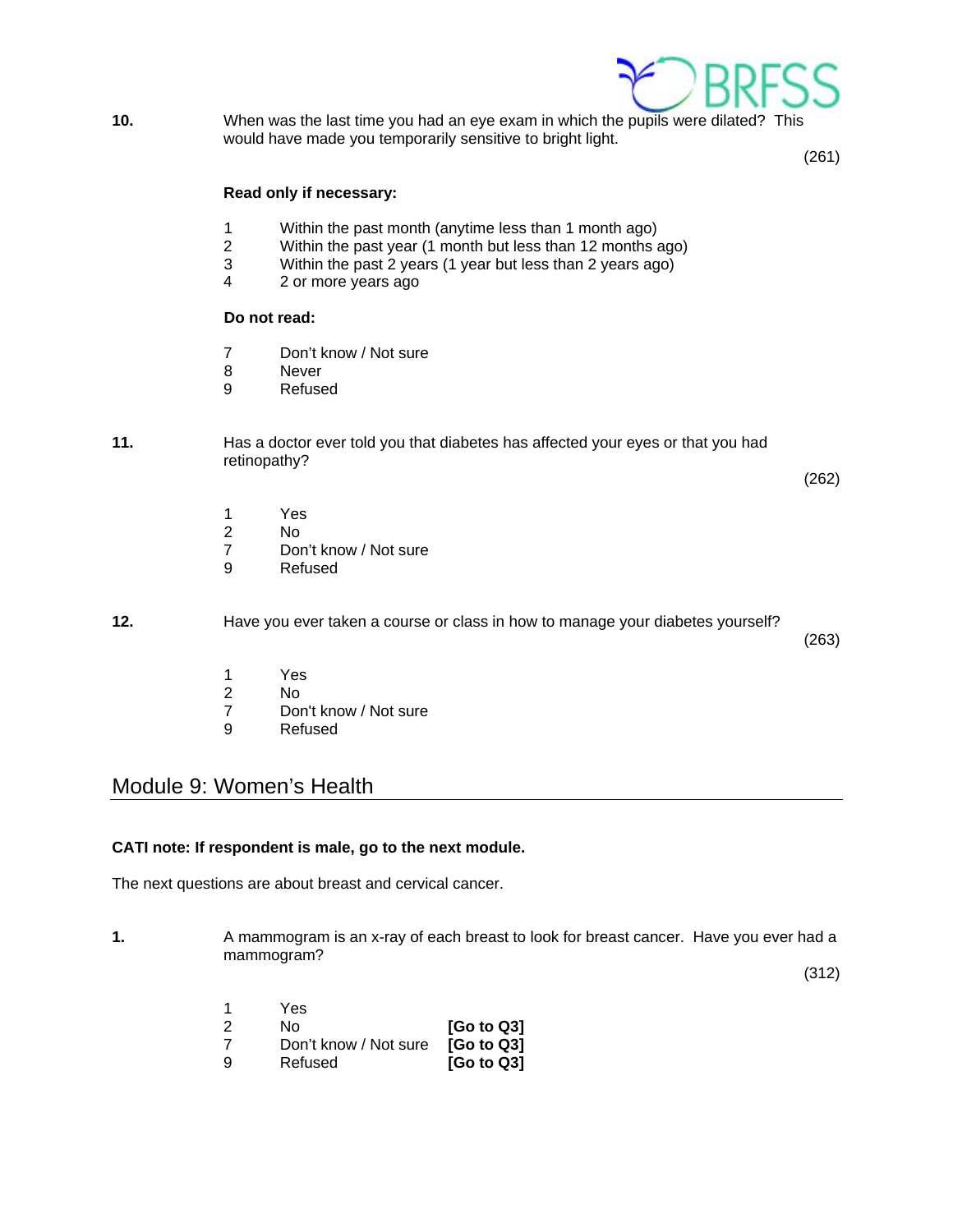**10.** When was the last time you had an eye exam in which the pupils were dilated? This would have made you temporarily sensitive to bright light.

(261)

**Read only if necessary:**

1 Within the past month (anytime less than 1 month ago)
2 Within the past year (1 month but less than 12 months ago)
3 Within the past 2 years (1 year but less than 2 years ago)
4 2 or more years ago

**Do not read:**

7 Don't know / Not sure
8 Never
9 Refused

**11.** Has a doctor ever told you that diabetes has affected your eyes or that you had retinopathy?

(262)

1 Yes
2 No
7 Don't know / Not sure
9 Refused

**12.** Have you ever taken a course or class in how to manage your diabetes yourself?

(263)

1 Yes
2 No
7 Don't know / Not sure
9 Refused

## Module 9: Women's Health

**CATI note: If respondent is male, go to the next module.**

The next questions are about breast and cervical cancer.

**1.** A mammogram is an x-ray of each breast to look for breast cancer. Have you ever had a mammogram?

(312)

1 Yes
2 No **[Go to Q3]**
7 Don't know / Not sure **[Go to Q3]**
9 Refused **[Go to Q3]**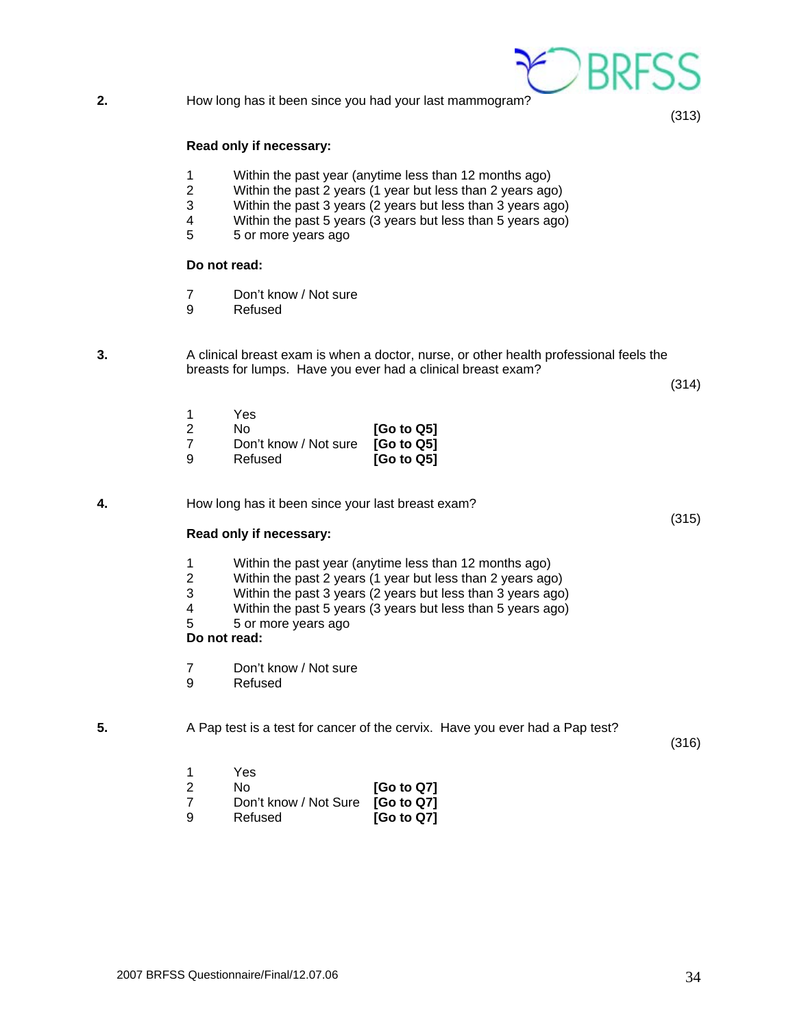**2.** How long has it been since you had your last mammogram?

(313)

**Read only if necessary:**

1 Within the past year (anytime less than 12 months ago)
2 Within the past 2 years (1 year but less than 2 years ago)
3 Within the past 3 years (2 years but less than 3 years ago)
4 Within the past 5 years (3 years but less than 5 years ago)
5 5 or more years ago

**Do not read:**

7 Don't know / Not sure
9 Refused

**3.** A clinical breast exam is when a doctor, nurse, or other health professional feels the breasts for lumps. Have you ever had a clinical breast exam?

(314)

1 Yes
2 No **[Go to Q5]**
7 Don't know / Not sure **[Go to Q5]**
9 Refused **[Go to Q5]**

**4.** How long has it been since your last breast exam?

(315)

**Read only if necessary:**

1 Within the past year (anytime less than 12 months ago)
2 Within the past 2 years (1 year but less than 2 years ago)
3 Within the past 3 years (2 years but less than 3 years ago)
4 Within the past 5 years (3 years but less than 5 years ago)
5 5 or more years ago

**Do not read:**

7 Don't know / Not sure
9 Refused

**5.** A Pap test is a test for cancer of the cervix. Have you ever had a Pap test?

(316)

1 Yes
2 No **[Go to Q7]**
7 Don't know / Not Sure **[Go to Q7]**
9 Refused **[Go to Q7]**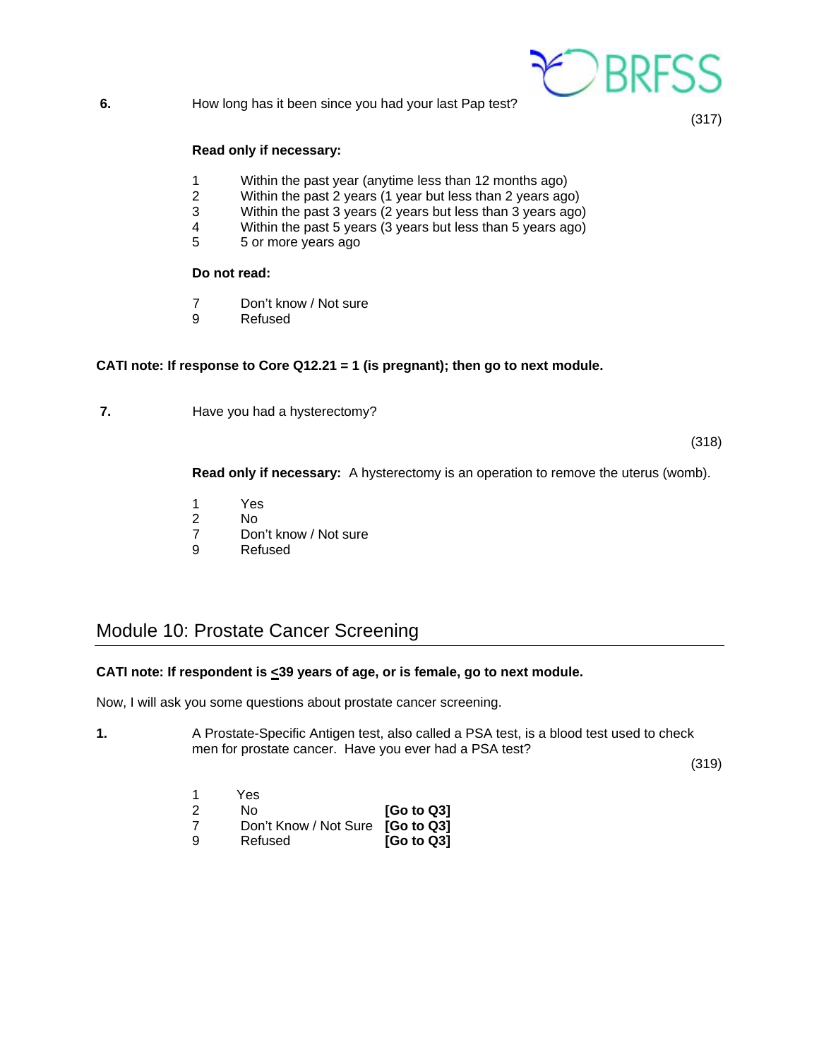**6.** How long has it been since you had your last Pap test?

(317)

**Read only if necessary:**

1 Within the past year (anytime less than 12 months ago)
2 Within the past 2 years (1 year but less than 2 years ago)
3 Within the past 3 years (2 years but less than 3 years ago)
4 Within the past 5 years (3 years but less than 5 years ago)
5 5 or more years ago

**Do not read:**

7 Don't know / Not sure
9 Refused

**CATI note: If response to Core Q12.21 = 1 (is pregnant); then go to next module.**

**7.** Have you had a hysterectomy?

(318)

**Read only if necessary:** A hysterectomy is an operation to remove the uterus (womb).

1 Yes
2 No
7 Don't know / Not sure
9 Refused

## Module 10: Prostate Cancer Screening

**CATI note: If respondent is ≤39 years of age, or is female, go to next module.**

Now, I will ask you some questions about prostate cancer screening.

**1.** A Prostate-Specific Antigen test, also called a PSA test, is a blood test used to check men for prostate cancer. Have you ever had a PSA test?

(319)

1 Yes
2 No **[Go to Q3]**
7 Don't Know / Not Sure **[Go to Q3]**
9 Refused **[Go to Q3]**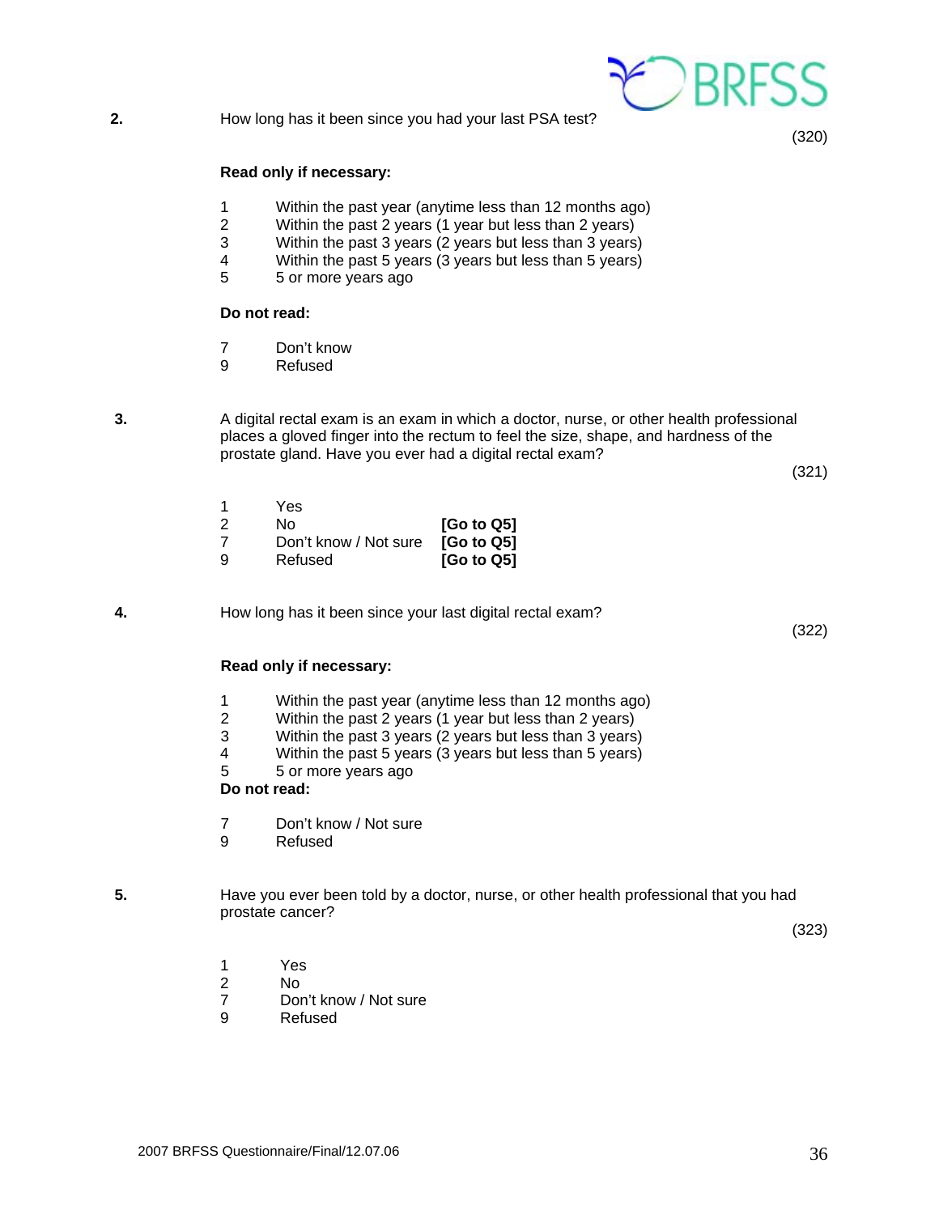**2.** How long has it been since you had your last PSA test?

(320)

**Read only if necessary:**

1 Within the past year (anytime less than 12 months ago)
2 Within the past 2 years (1 year but less than 2 years)
3 Within the past 3 years (2 years but less than 3 years)
4 Within the past 5 years (3 years but less than 5 years)
5 5 or more years ago

**Do not read:**

7 Don't know
9 Refused

**3.** A digital rectal exam is an exam in which a doctor, nurse, or other health professional places a gloved finger into the rectum to feel the size, shape, and hardness of the prostate gland. Have you ever had a digital rectal exam?

(321)

1 Yes
2 No **[Go to Q5]**
7 Don't know / Not sure **[Go to Q5]**
9 Refused **[Go to Q5]**

**4.** How long has it been since your last digital rectal exam?

(322)

**Read only if necessary:**

1 Within the past year (anytime less than 12 months ago)
2 Within the past 2 years (1 year but less than 2 years)
3 Within the past 3 years (2 years but less than 3 years)
4 Within the past 5 years (3 years but less than 5 years)
5 5 or more years ago

**Do not read:**

7 Don't know / Not sure
9 Refused

**5.** Have you ever been told by a doctor, nurse, or other health professional that you had prostate cancer?

(323)

1 Yes
2 No
7 Don't know / Not sure
9 Refused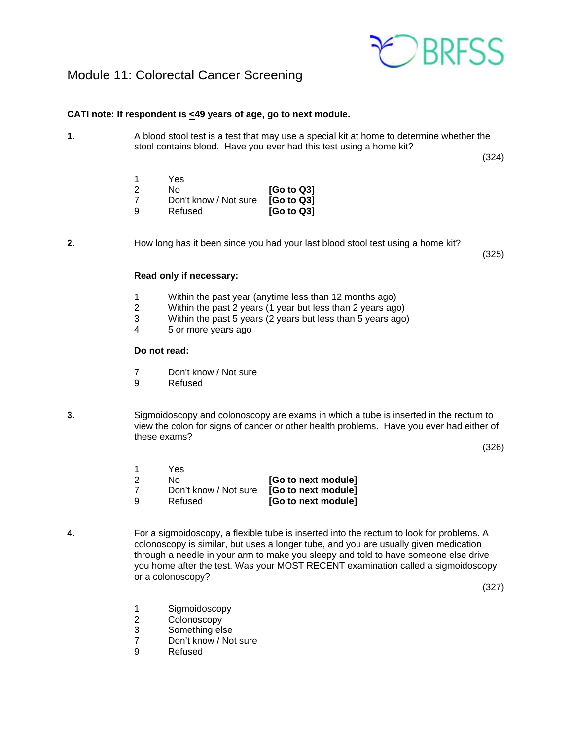# Module 11: Colorectal Cancer Screening

**CATI note: If respondent is ≤49 years of age, go to next module.**

**1.** A blood stool test is a test that may use a special kit at home to determine whether the stool contains blood. Have you ever had this test using a home kit?

(324)

| | | |
|---|---|---|
| 1 | Yes | |
| 2 | No | **[Go to Q3]** |
| 7 | Don't know / Not sure | **[Go to Q3]** |
| 9 | Refused | **[Go to Q3]** |

**2.** How long has it been since you had your last blood stool test using a home kit?

(325)

**Read only if necessary:**

1 Within the past year (anytime less than 12 months ago)
2 Within the past 2 years (1 year but less than 2 years ago)
3 Within the past 5 years (2 years but less than 5 years ago)
4 5 or more years ago

**Do not read:**

7 Don't know / Not sure
9 Refused

**3.** Sigmoidoscopy and colonoscopy are exams in which a tube is inserted in the rectum to view the colon for signs of cancer or other health problems. Have you ever had either of these exams?

(326)

| | | |
|---|---|---|
| 1 | Yes | |
| 2 | No | **[Go to next module]** |
| 7 | Don't know / Not sure | **[Go to next module]** |
| 9 | Refused | **[Go to next module]** |

**4.** For a sigmoidoscopy, a flexible tube is inserted into the rectum to look for problems. A colonoscopy is similar, but uses a longer tube, and you are usually given medication through a needle in your arm to make you sleepy and told to have someone else drive you home after the test. Was your MOST RECENT examination called a sigmoidoscopy or a colonoscopy?

(327)

1 Sigmoidoscopy
2 Colonoscopy
3 Something else
7 Don't know / Not sure
9 Refused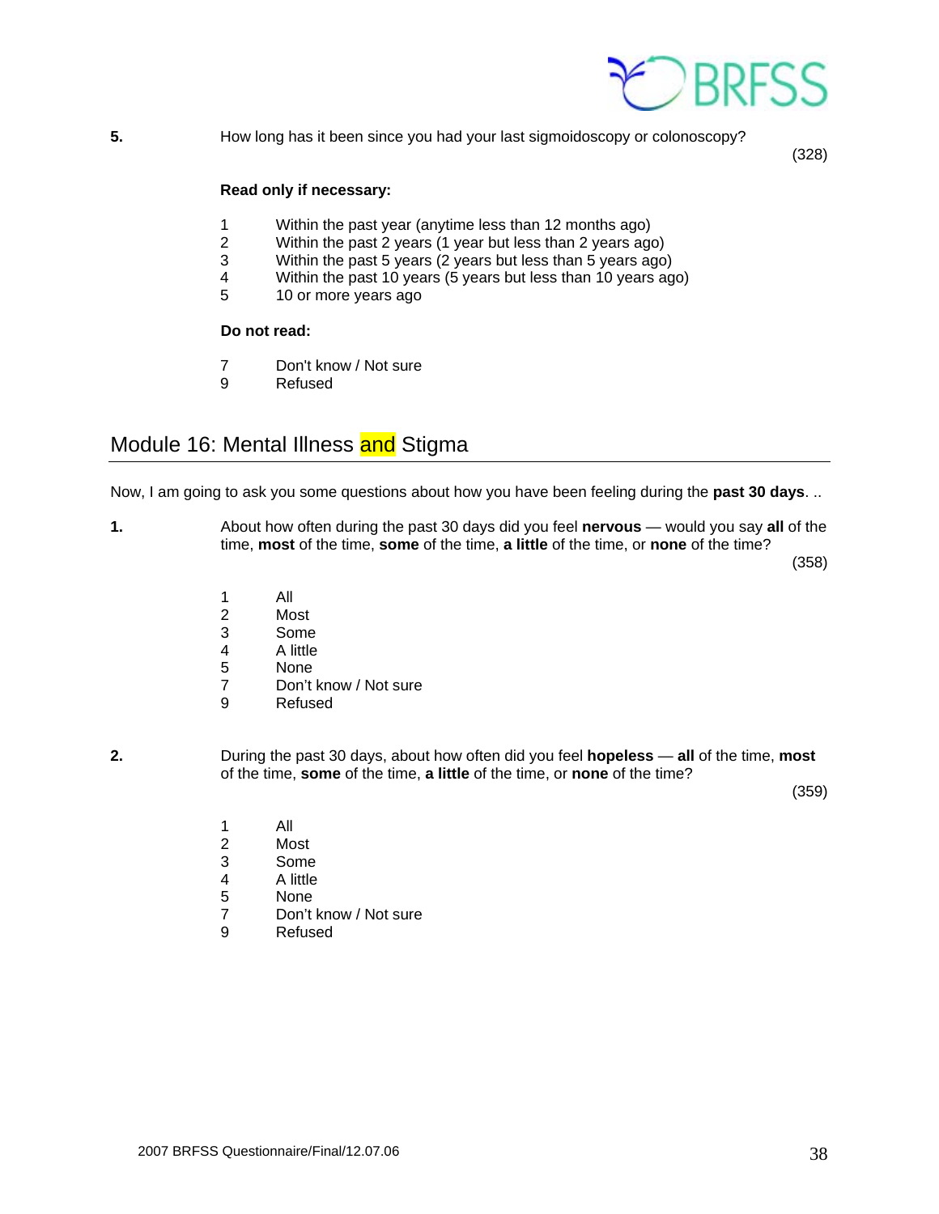**5.** How long has it been since you had your last sigmoidoscopy or colonoscopy?

(328)

**Read only if necessary:**

1 Within the past year (anytime less than 12 months ago)
2 Within the past 2 years (1 year but less than 2 years ago)
3 Within the past 5 years (2 years but less than 5 years ago)
4 Within the past 10 years (5 years but less than 10 years ago)
5 10 or more years ago

**Do not read:**

7 Don't know / Not sure
9 Refused

## Module 16: Mental Illness and Stigma

Now, I am going to ask you some questions about how you have been feeling during the **past 30 days**. ..

**1.** About how often during the past 30 days did you feel **nervous** — would you say **all** of the time, **most** of the time, **some** of the time, **a little** of the time, or **none** of the time?

(358)

1 All
2 Most
3 Some
4 A little
5 None
7 Don't know / Not sure
9 Refused

**2.** During the past 30 days, about how often did you feel **hopeless** — **all** of the time, **most** of the time, **some** of the time, **a little** of the time, or **none** of the time?

(359)

1 All
2 Most
3 Some
4 A little
5 None
7 Don't know / Not sure
9 Refused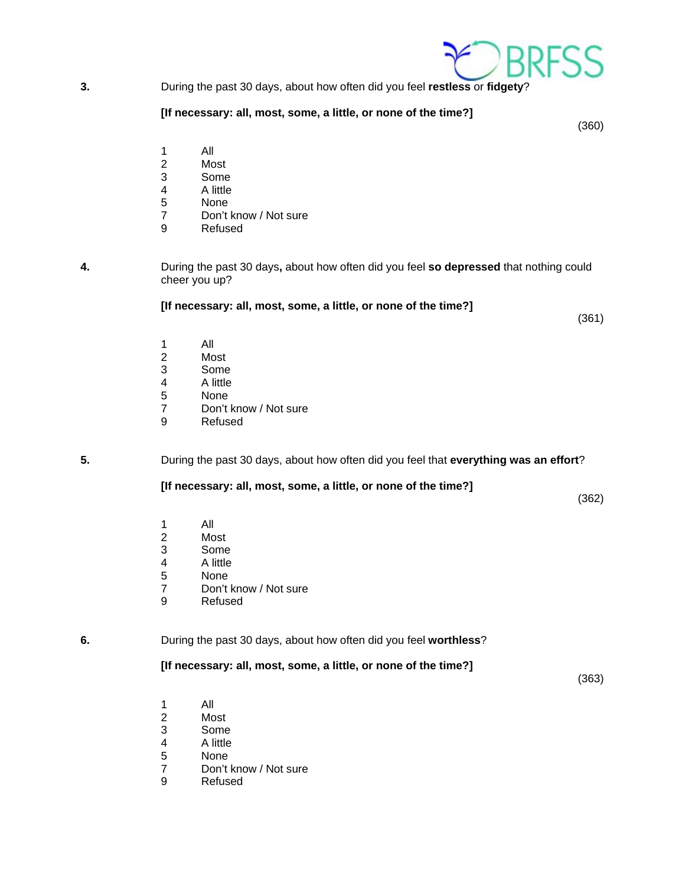**3.** During the past 30 days, about how often did you feel **restless** or **fidgety**?

**[If necessary: all, most, some, a little, or none of the time?]**

(360)

1 All
2 Most
3 Some
4 A little
5 None
7 Don't know / Not sure
9 Refused

**4.** During the past 30 days**,** about how often did you feel **so depressed** that nothing could cheer you up?

**[If necessary: all, most, some, a little, or none of the time?]**

(361)

1 All
2 Most
3 Some
4 A little
5 None
7 Don't know / Not sure
9 Refused

**5.** During the past 30 days, about how often did you feel that **everything was an effort**?

**[If necessary: all, most, some, a little, or none of the time?]**

(362)

1 All
2 Most
3 Some
4 A little
5 None
7 Don't know / Not sure
9 Refused

**6.** During the past 30 days, about how often did you feel **worthless**?

**[If necessary: all, most, some, a little, or none of the time?]**

(363)

1 All
2 Most
3 Some
4 A little
5 None
7 Don't know / Not sure
9 Refused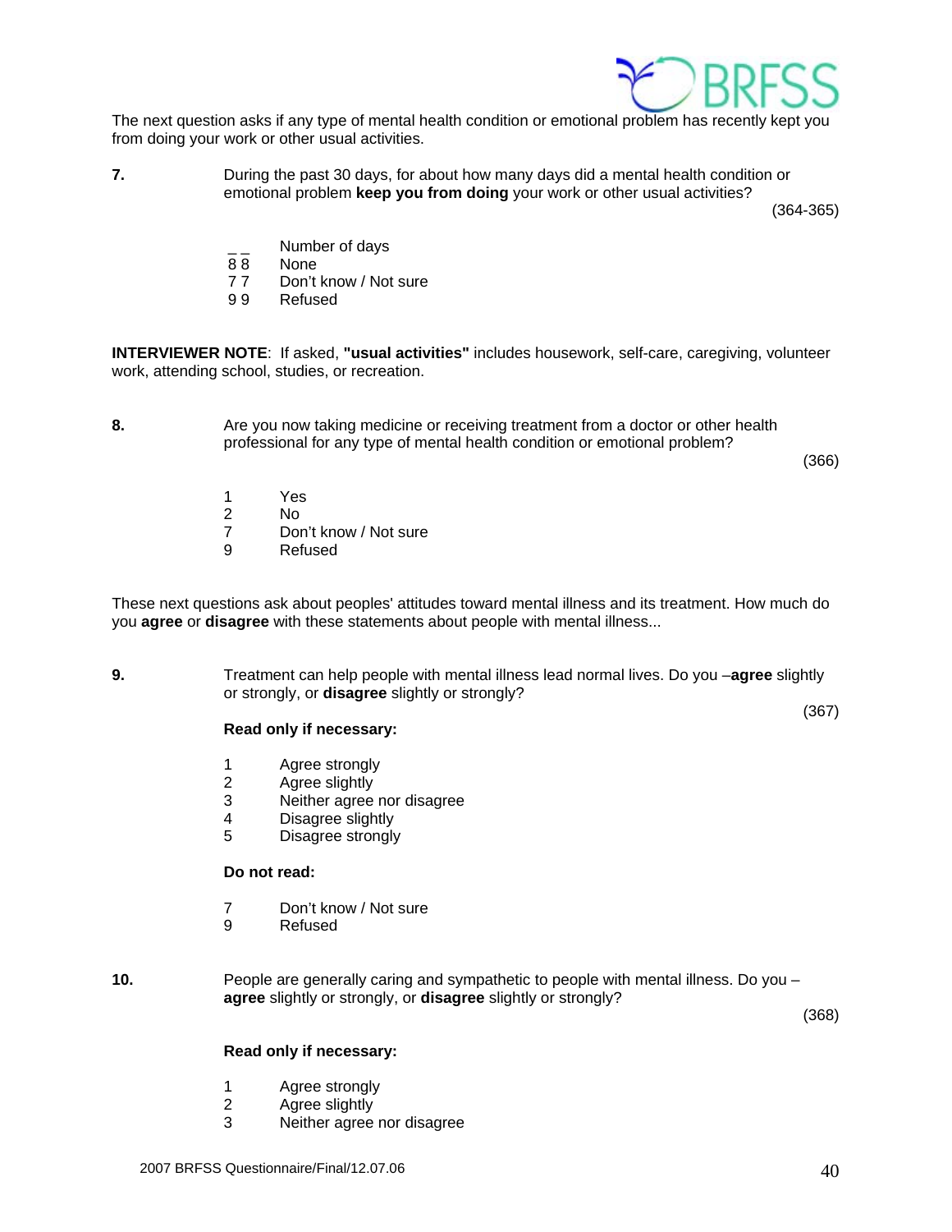The next question asks if any type of mental health condition or emotional problem has recently kept you from doing your work or other usual activities.

**7.** During the past 30 days, for about how many days did a mental health condition or emotional problem **keep you from doing** your work or other usual activities?

(364-365)

_ _ Number of days
8 8 None
7 7 Don't know / Not sure
9 9 Refused

**INTERVIEWER NOTE**: If asked, **"usual activities"** includes housework, self-care, caregiving, volunteer work, attending school, studies, or recreation.

**8.** Are you now taking medicine or receiving treatment from a doctor or other health professional for any type of mental health condition or emotional problem?

(366)

1 Yes
2 No
7 Don't know / Not sure
9 Refused

These next questions ask about peoples' attitudes toward mental illness and its treatment. How much do you **agree** or **disagree** with these statements about people with mental illness...

**9.** Treatment can help people with mental illness lead normal lives. Do you –**agree** slightly or strongly, or **disagree** slightly or strongly?

(367)

**Read only if necessary:**

1 Agree strongly
2 Agree slightly
3 Neither agree nor disagree
4 Disagree slightly
5 Disagree strongly

**Do not read:**

7 Don't know / Not sure
9 Refused

**10.** People are generally caring and sympathetic to people with mental illness. Do you – **agree** slightly or strongly, or **disagree** slightly or strongly?

(368)

**Read only if necessary:**

1 Agree strongly
2 Agree slightly
3 Neither agree nor disagree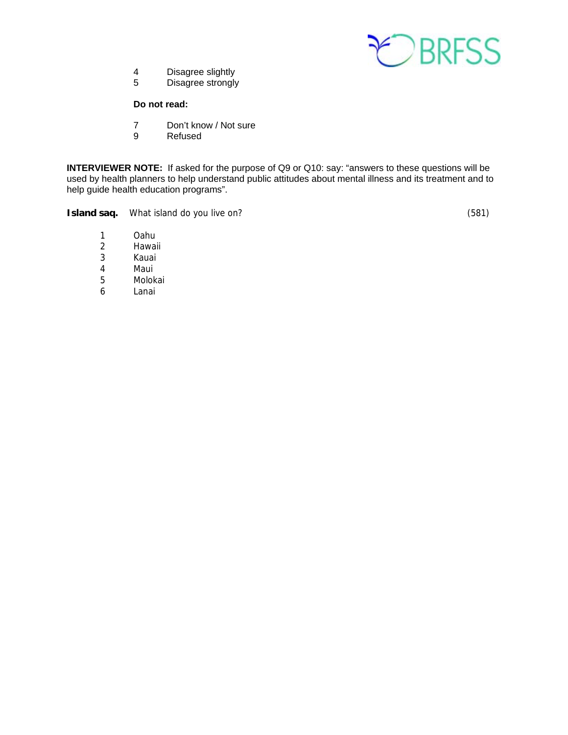4 Disagree slightly
5 Disagree strongly

**Do not read:**

7 Don't know / Not sure
9 Refused

**INTERVIEWER NOTE:** If asked for the purpose of Q9 or Q10: say: "answers to these questions will be used by health planners to help understand public attitudes about mental illness and its treatment and to help guide health education programs".

**Island saq.** What island do you live on? (581)

1 Oahu
2 Hawaii
3 Kauai
4 Maui
5 Molokai
6 Lanai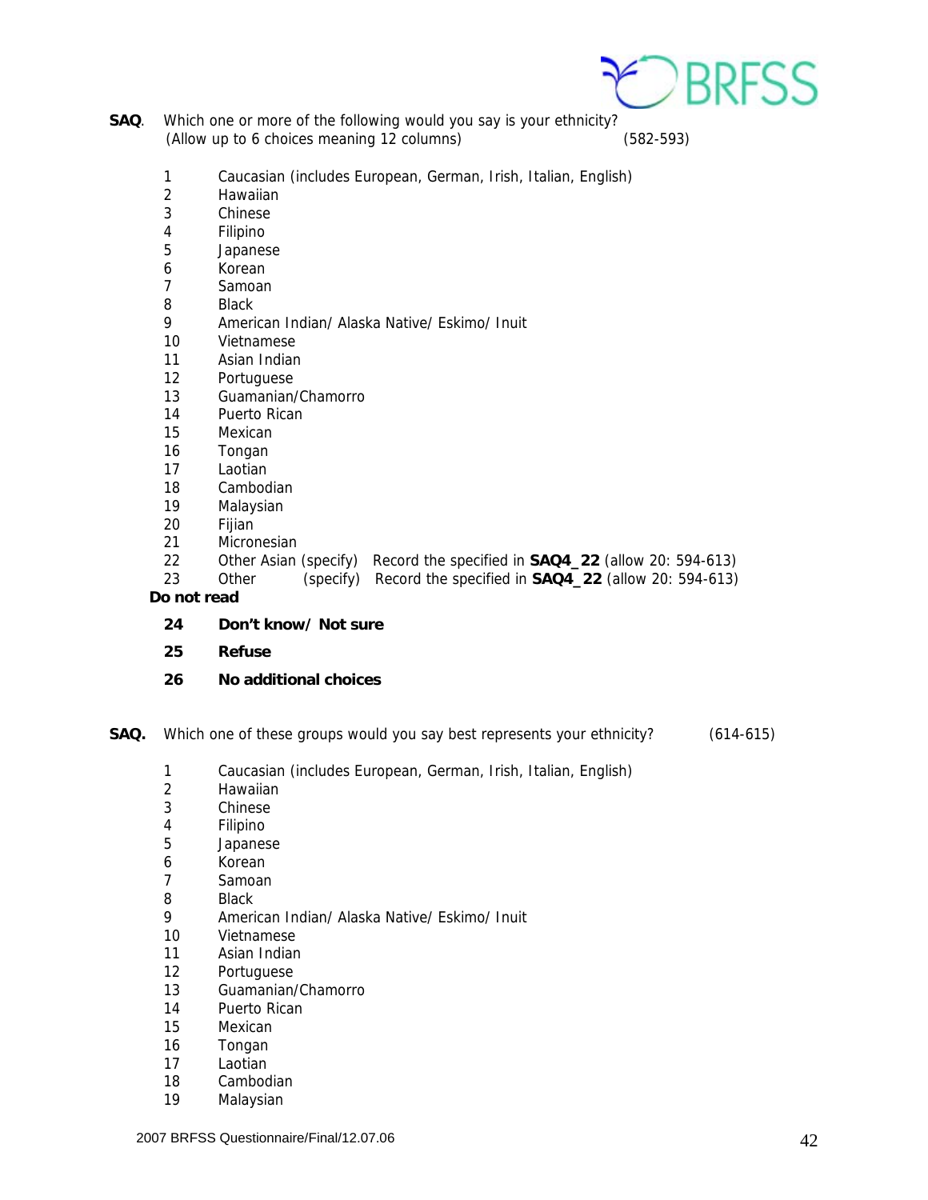**SAQ**. Which one or more of the following would you say is your ethnicity?
(Allow up to 6 choices meaning 12 columns) (582-593)

1 Caucasian (includes European, German, Irish, Italian, English)
2 Hawaiian
3 Chinese
4 Filipino
5 Japanese
6 Korean
7 Samoan
8 Black
9 American Indian/ Alaska Native/ Eskimo/ Inuit
10 Vietnamese
11 Asian Indian
12 Portuguese
13 Guamanian/Chamorro
14 Puerto Rican
15 Mexican
16 Tongan
17 Laotian
18 Cambodian
19 Malaysian
20 Fijian
21 Micronesian
22 Other Asian (specify) Record the specified in **SAQ4_22** (allow 20: 594-613)
23 Other (specify) Record the specified in **SAQ4_22** (allow 20: 594-613)

**Do not read**

**24 Don't know/ Not sure**

**25 Refuse**

**26 No additional choices**

**SAQ.** Which one of these groups would you say best represents your ethnicity? (614-615)

1 Caucasian (includes European, German, Irish, Italian, English)
2 Hawaiian
3 Chinese
4 Filipino
5 Japanese
6 Korean
7 Samoan
8 Black
9 American Indian/ Alaska Native/ Eskimo/ Inuit
10 Vietnamese
11 Asian Indian
12 Portuguese
13 Guamanian/Chamorro
14 Puerto Rican
15 Mexican
16 Tongan
17 Laotian
18 Cambodian
19 Malaysian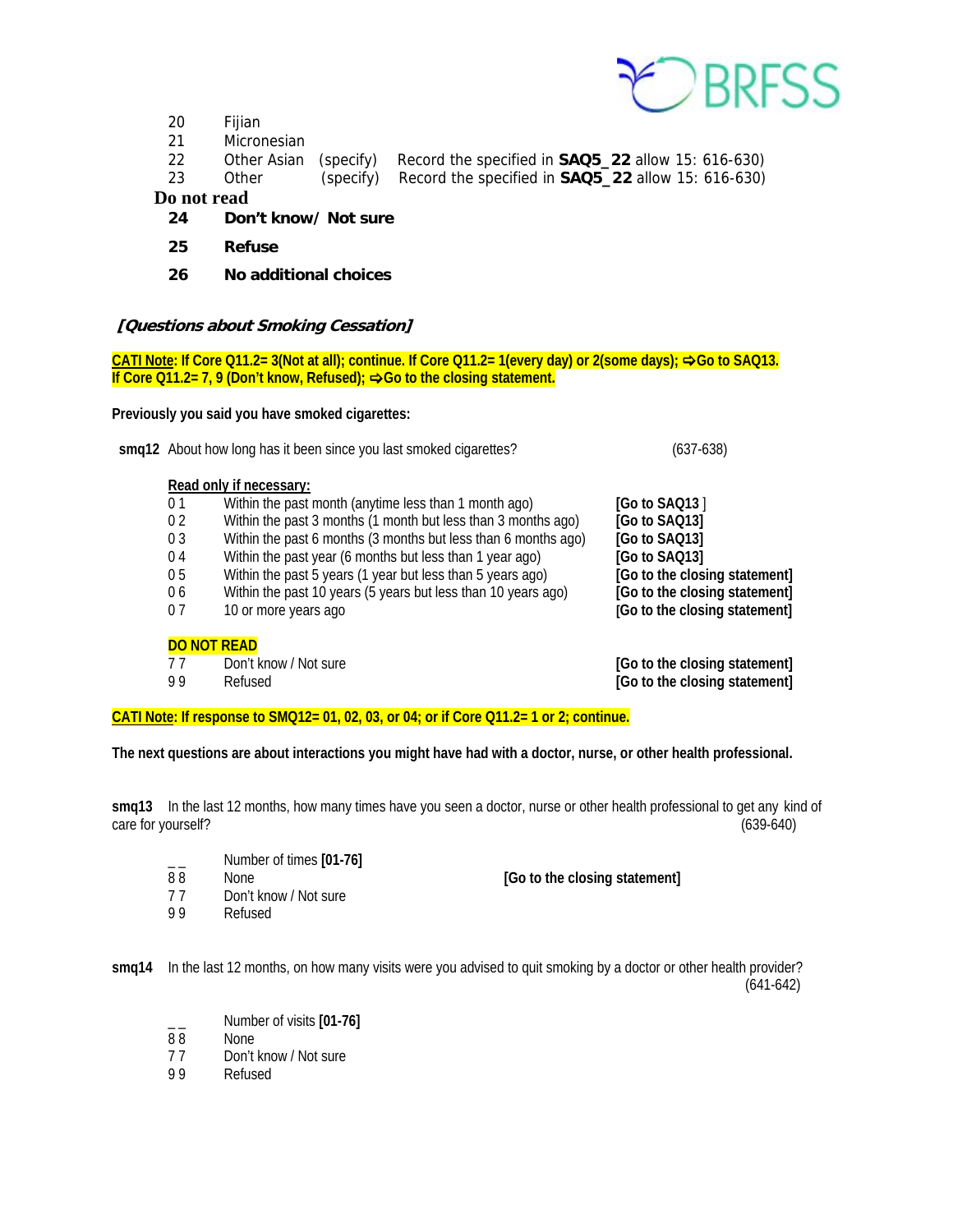20 Fijian
21 Micronesian
22 Other Asian (specify) Record the specified in **SAQ5_22** allow 15: 616-630)
23 Other (specify) Record the specified in **SAQ5_22** allow 15: 616-630)

**Do not read**

**24 Don't know/ Not sure**

**25 Refuse**

**26 No additional choices**

### *[Questions about Smoking Cessation]*

**CATI Note: If Core Q11.2= 3(Not at all); continue. If Core Q11.2= 1(every day) or 2(some days); ⇨Go to SAQ13. If Core Q11.2= 7, 9 (Don't know, Refused); ⇨Go to the closing statement.**

**Previously you said you have smoked cigarettes:**

**smq12** About how long has it been since you last smoked cigarettes? (637-638)

Read only if necessary:

| | | |
|---|---|---|
| 0 1 | Within the past month (anytime less than 1 month ago) | **[Go to SAQ13 ]** |
| 0 2 | Within the past 3 months (1 month but less than 3 months ago) | **[Go to SAQ13]** |
| 0 3 | Within the past 6 months (3 months but less than 6 months ago) | **[Go to SAQ13]** |
| 0 4 | Within the past year (6 months but less than 1 year ago) | **[Go to SAQ13]** |
| 0 5 | Within the past 5 years (1 year but less than 5 years ago) | **[Go to the closing statement]** |
| 0 6 | Within the past 10 years (5 years but less than 10 years ago) | **[Go to the closing statement]** |
| 0 7 | 10 or more years ago | **[Go to the closing statement]** |

**DO NOT READ**

| | | |
|---|---|---|
| 7 7 | Don't know / Not sure | **[Go to the closing statement]** |
| 9 9 | Refused | **[Go to the closing statement]** |

**CATI Note: If response to SMQ12= 01, 02, 03, or 04; or if Core Q11.2= 1 or 2; continue.**

**The next questions are about interactions you might have had with a doctor, nurse, or other health professional.**

**smq13** In the last 12 months, how many times have you seen a doctor, nurse or other health professional to get any kind of care for yourself? (639-640)

| | | |
|---|---|---|
| _ _ | Number of times **[01-76]** | |
| 8 8 | None | **[Go to the closing statement]** |
| 7 7 | Don't know / Not sure | |
| 9 9 | Refused | |

**smq14** In the last 12 months, on how many visits were you advised to quit smoking by a doctor or other health provider? (641-642)

| | |
|---|---|
| _ _ | Number of visits **[01-76]** |
| 8 8 | None |
| 7 7 | Don't know / Not sure |
| 9 9 | Refused |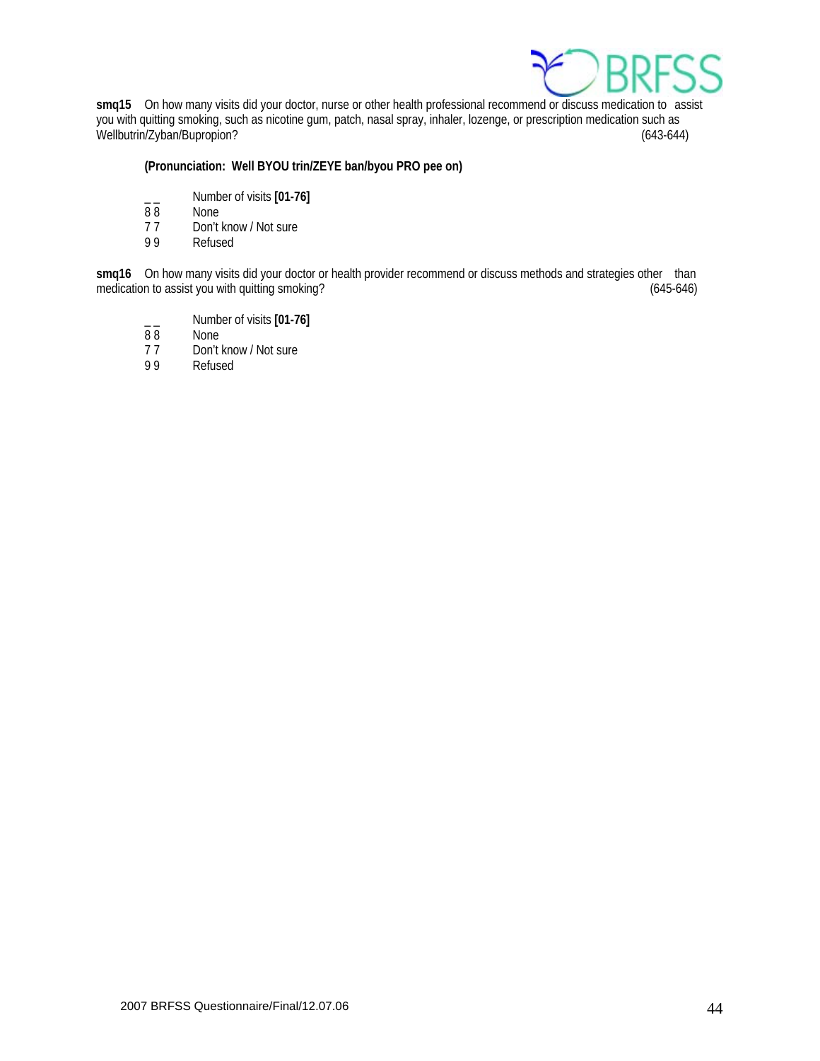**smq15** On how many visits did your doctor, nurse or other health professional recommend or discuss medication to assist you with quitting smoking, such as nicotine gum, patch, nasal spray, inhaler, lozenge, or prescription medication such as Wellbutrin/Zyban/Bupropion? (643-644)

**(Pronunciation: Well BYOU trin/ZEYE ban/byou PRO pee on)**

_ _ Number of visits **[01-76]**
8 8 None
7 7 Don't know / Not sure
9 9 Refused

**smq16** On how many visits did your doctor or health provider recommend or discuss methods and strategies other than medication to assist you with quitting smoking? (645-646)

_ _ Number of visits **[01-76]**
8 8 None
7 7 Don't know / Not sure
9 9 Refused